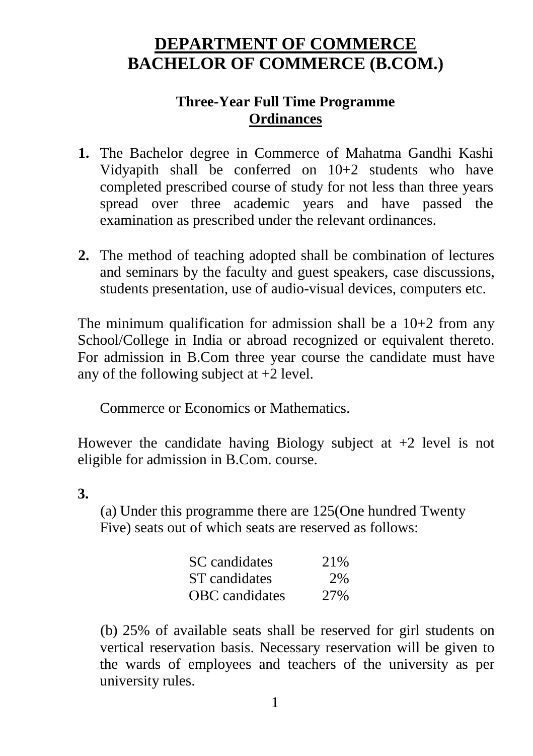# DEPARTMENT OF COMMERCE
# BACHELOR OF COMMERCE (B.COM.)

### Three-Year Full Time Programme
### Ordinances

1. The Bachelor degree in Commerce of Mahatma Gandhi Kashi Vidyapith shall be conferred on 10+2 students who have completed prescribed course of study for not less than three years spread over three academic years and have passed the examination as prescribed under the relevant ordinances.

2. The method of teaching adopted shall be combination of lectures and seminars by the faculty and guest speakers, case discussions, students presentation, use of audio-visual devices, computers etc.

The minimum qualification for admission shall be a 10+2 from any School/College in India or abroad recognized or equivalent thereto. For admission in B.Com three year course the candidate must have any of the following subject at +2 level.

Commerce or Economics or Mathematics.

However the candidate having Biology subject at +2 level is not eligible for admission in B.Com. course.

3.

(a) Under this programme there are 125(One hundred Twenty Five) seats out of which seats are reserved as follows:

| | |
|---|---|
| SC candidates | 21% |
| ST candidates | 2% |
| OBC candidates | 27% |

(b) 25% of available seats shall be reserved for girl students on vertical reservation basis. Necessary reservation will be given to the wards of employees and teachers of the university as per university rules.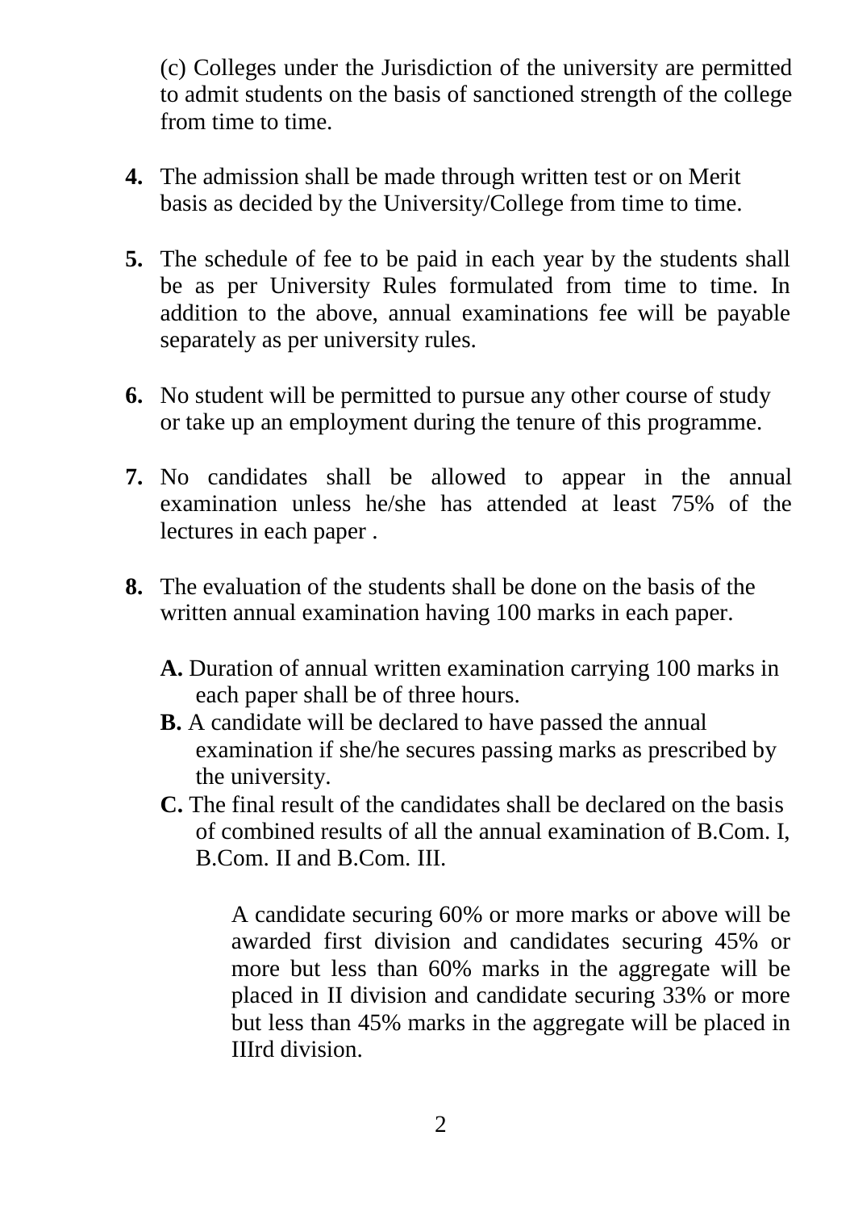(c) Colleges under the Jurisdiction of the university are permitted to admit students on the basis of sanctioned strength of the college from time to time.

**4.** The admission shall be made through written test or on Merit basis as decided by the University/College from time to time.

**5.** The schedule of fee to be paid in each year by the students shall be as per University Rules formulated from time to time. In addition to the above, annual examinations fee will be payable separately as per university rules.

**6.** No student will be permitted to pursue any other course of study or take up an employment during the tenure of this programme.

**7.** No candidates shall be allowed to appear in the annual examination unless he/she has attended at least 75% of the lectures in each paper .

**8.** The evaluation of the students shall be done on the basis of the written annual examination having 100 marks in each paper.

**A.** Duration of annual written examination carrying 100 marks in each paper shall be of three hours.

**B.** A candidate will be declared to have passed the annual examination if she/he secures passing marks as prescribed by the university.

**C.** The final result of the candidates shall be declared on the basis of combined results of all the annual examination of B.Com. I, B.Com. II and B.Com. III.

A candidate securing 60% or more marks or above will be awarded first division and candidates securing 45% or more but less than 60% marks in the aggregate will be placed in II division and candidate securing 33% or more but less than 45% marks in the aggregate will be placed in IIIrd division.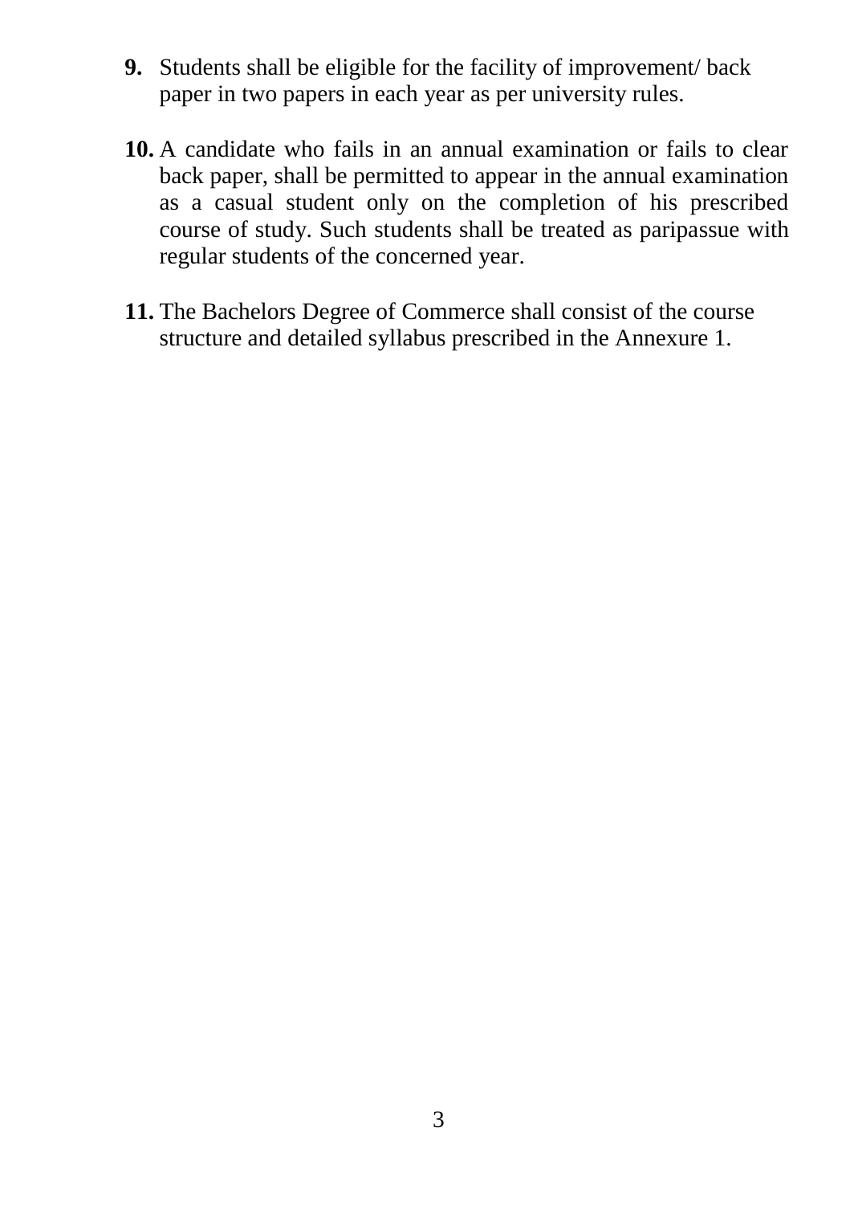**9.** Students shall be eligible for the facility of improvement/ back paper in two papers in each year as per university rules.

**10.** A candidate who fails in an annual examination or fails to clear back paper, shall be permitted to appear in the annual examination as a casual student only on the completion of his prescribed course of study. Such students shall be treated as paripassue with regular students of the concerned year.

**11.** The Bachelors Degree of Commerce shall consist of the course structure and detailed syllabus prescribed in the Annexure 1.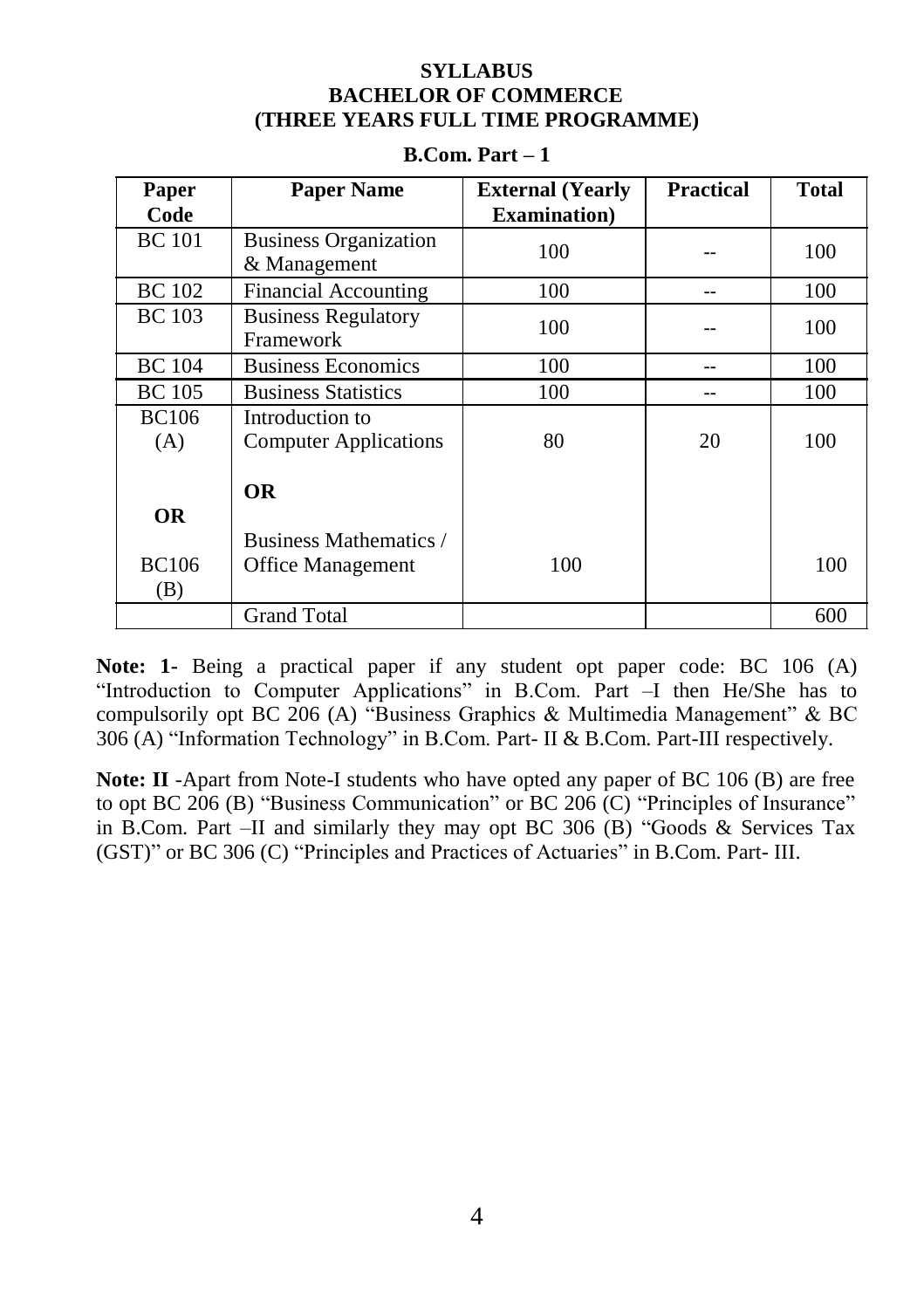**SYLLABUS**
**BACHELOR OF COMMERCE**
**(THREE YEARS FULL TIME PROGRAMME)**

**B.Com. Part – 1**

| Paper Code | Paper Name | External (Yearly Examination) | Practical | Total |
|---|---|---|---|---|
| BC 101 | Business Organization & Management | 100 | -- | 100 |
| BC 102 | Financial Accounting | 100 | -- | 100 |
| BC 103 | Business Regulatory Framework | 100 | -- | 100 |
| BC 104 | Business Economics | 100 | -- | 100 |
| BC 105 | Business Statistics | 100 | -- | 100 |
| BC106 (A) | Introduction to Computer Applications | 80 | 20 | 100 |
| **OR** | **OR** | | | |
| BC106 (B) | Business Mathematics / Office Management | 100 | | 100 |
| | Grand Total | | | 600 |

**Note: 1-** Being a practical paper if any student opt paper code: BC 106 (A) "Introduction to Computer Applications" in B.Com. Part –I then He/She has to compulsorily opt BC 206 (A) "Business Graphics & Multimedia Management" & BC 306 (A) "Information Technology" in B.Com. Part- II & B.Com. Part-III respectively.

**Note: II** -Apart from Note-I students who have opted any paper of BC 106 (B) are free to opt BC 206 (B) "Business Communication" or BC 206 (C) "Principles of Insurance" in B.Com. Part –II and similarly they may opt BC 306 (B) "Goods & Services Tax (GST)" or BC 306 (C) "Principles and Practices of Actuaries" in B.Com. Part- III.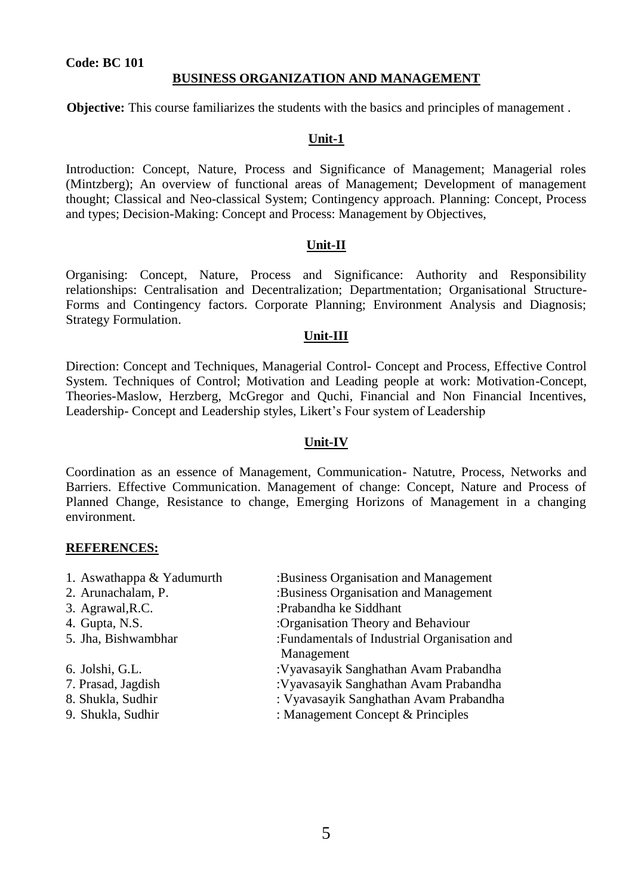**Code: BC 101**

## BUSINESS ORGANIZATION AND MANAGEMENT

**Objective:** This course familiarizes the students with the basics and principles of management .

### Unit-1

Introduction: Concept, Nature, Process and Significance of Management; Managerial roles (Mintzberg); An overview of functional areas of Management; Development of management thought; Classical and Neo-classical System; Contingency approach. Planning: Concept, Process and types; Decision-Making: Concept and Process: Management by Objectives,

### Unit-II

Organising: Concept, Nature, Process and Significance: Authority and Responsibility relationships: Centralisation and Decentralization; Departmentation; Organisational Structure-Forms and Contingency factors. Corporate Planning; Environment Analysis and Diagnosis; Strategy Formulation.

### Unit-III

Direction: Concept and Techniques, Managerial Control- Concept and Process, Effective Control System. Techniques of Control; Motivation and Leading people at work: Motivation-Concept, Theories-Maslow, Herzberg, McGregor and Quchi, Financial and Non Financial Incentives, Leadership- Concept and Leadership styles, Likert's Four system of Leadership

### Unit-IV

Coordination as an essence of Management, Communication- Natutre, Process, Networks and Barriers. Effective Communication. Management of change: Concept, Nature and Process of Planned Change, Resistance to change, Emerging Horizons of Management in a changing environment.

**REFERENCES:**

1. Aswathappa & Yadumurth :Business Organisation and Management
2. Arunachalam, P. :Business Organisation and Management
3. Agrawal,R.C. :Prabandha ke Siddhant
4. Gupta, N.S. :Organisation Theory and Behaviour
5. Jha, Bishwambhar :Fundamentals of Industrial Organisation and Management
6. Jolshi, G.L. :Vyavasayik Sanghathan Avam Prabandha
7. Prasad, Jagdish :Vyavasayik Sanghathan Avam Prabandha
8. Shukla, Sudhir : Vyavasayik Sanghathan Avam Prabandha
9. Shukla, Sudhir : Management Concept & Principles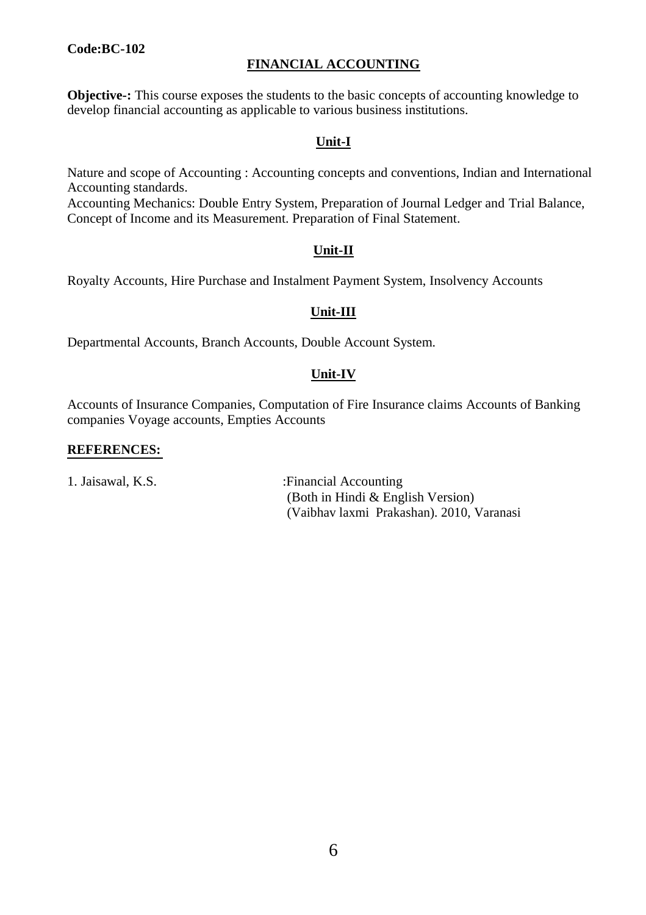**Code:BC-102**

## FINANCIAL ACCOUNTING

**Objective-:** This course exposes the students to the basic concepts of accounting knowledge to develop financial accounting as applicable to various business institutions.

### Unit-I

Nature and scope of Accounting : Accounting concepts and conventions, Indian and International Accounting standards.
Accounting Mechanics: Double Entry System, Preparation of Journal Ledger and Trial Balance, Concept of Income and its Measurement. Preparation of Final Statement.

### Unit-II

Royalty Accounts, Hire Purchase and Instalment Payment System, Insolvency Accounts

### Unit-III

Departmental Accounts, Branch Accounts, Double Account System.

### Unit-IV

Accounts of Insurance Companies, Computation of Fire Insurance claims Accounts of Banking companies Voyage accounts, Empties Accounts

### REFERENCES:

1. Jaisawal, K.S. :Financial Accounting
 (Both in Hindi & English Version)
 (Vaibhav laxmi Prakashan). 2010, Varanasi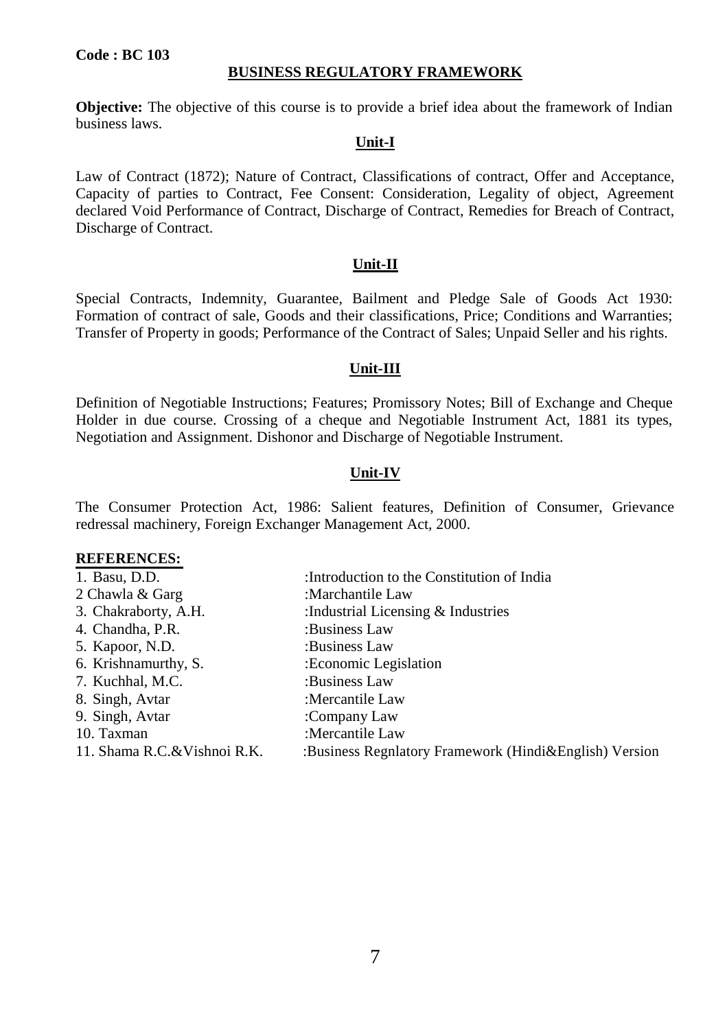**Code : BC 103**

## BUSINESS REGULATORY FRAMEWORK

**Objective:** The objective of this course is to provide a brief idea about the framework of Indian business laws.

### Unit-I

Law of Contract (1872); Nature of Contract, Classifications of contract, Offer and Acceptance, Capacity of parties to Contract, Fee Consent: Consideration, Legality of object, Agreement declared Void Performance of Contract, Discharge of Contract, Remedies for Breach of Contract, Discharge of Contract.

### Unit-II

Special Contracts, Indemnity, Guarantee, Bailment and Pledge Sale of Goods Act 1930: Formation of contract of sale, Goods and their classifications, Price; Conditions and Warranties; Transfer of Property in goods; Performance of the Contract of Sales; Unpaid Seller and his rights.

### Unit-III

Definition of Negotiable Instructions; Features; Promissory Notes; Bill of Exchange and Cheque Holder in due course. Crossing of a cheque and Negotiable Instrument Act, 1881 its types, Negotiation and Assignment. Dishonor and Discharge of Negotiable Instrument.

### Unit-IV

The Consumer Protection Act, 1986: Salient features, Definition of Consumer, Grievance redressal machinery, Foreign Exchanger Management Act, 2000.

**REFERENCES:**

1. Basu, D.D. :Introduction to the Constitution of India
2 Chawla & Garg :Marchantile Law
3. Chakraborty, A.H. :Industrial Licensing & Industries
4. Chandha, P.R. :Business Law
5. Kapoor, N.D. :Business Law
6. Krishnamurthy, S. :Economic Legislation
7. Kuchhal, M.C. :Business Law
8. Singh, Avtar :Mercantile Law
9. Singh, Avtar :Company Law
10. Taxman :Mercantile Law
11. Shama R.C.&Vishnoi R.K. :Business Regnlatory Framework (Hindi&English) Version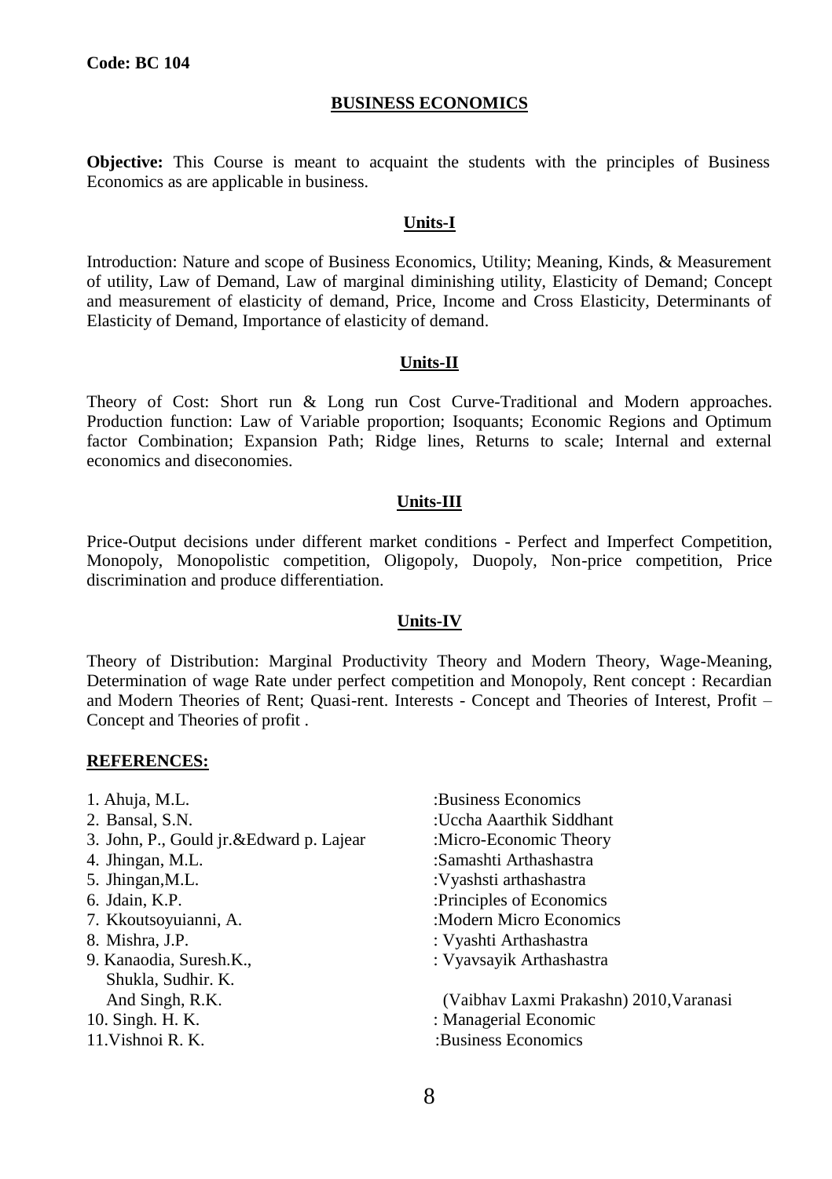**Code: BC 104**

## BUSINESS ECONOMICS

**Objective:** This Course is meant to acquaint the students with the principles of Business Economics as are applicable in business.

### Units-I

Introduction: Nature and scope of Business Economics, Utility; Meaning, Kinds, & Measurement of utility, Law of Demand, Law of marginal diminishing utility, Elasticity of Demand; Concept and measurement of elasticity of demand, Price, Income and Cross Elasticity, Determinants of Elasticity of Demand, Importance of elasticity of demand.

### Units-II

Theory of Cost: Short run & Long run Cost Curve-Traditional and Modern approaches. Production function: Law of Variable proportion; Isoquants; Economic Regions and Optimum factor Combination; Expansion Path; Ridge lines, Returns to scale; Internal and external economics and diseconomies.

### Units-III

Price-Output decisions under different market conditions - Perfect and Imperfect Competition, Monopoly, Monopolistic competition, Oligopoly, Duopoly, Non-price competition, Price discrimination and produce differentiation.

### Units-IV

Theory of Distribution: Marginal Productivity Theory and Modern Theory, Wage-Meaning, Determination of wage Rate under perfect competition and Monopoly, Rent concept : Recardian and Modern Theories of Rent; Quasi-rent. Interests - Concept and Theories of Interest, Profit – Concept and Theories of profit .

### REFERENCES:

1. Ahuja, M.L. :Business Economics
2. Bansal, S.N. :Uccha Aaarthik Siddhant
3. John, P., Gould jr.&Edward p. Lajear :Micro-Economic Theory
4. Jhingan, M.L. :Samashti Arthashastra
5. Jhingan,M.L. :Vyashsti arthashastra
6. Jdain, K.P. :Principles of Economics
7. Kkoutsoyuianni, A. :Modern Micro Economics
8. Mishra, J.P. : Vyashti Arthashastra
9. Kanaodia, Suresh.K., Shukla, Sudhir. K. And Singh, R.K. : Vyavsayik Arthashastra (Vaibhav Laxmi Prakashn) 2010,Varanasi
10. Singh. H. K. : Managerial Economic
11. Vishnoi R. K. :Business Economics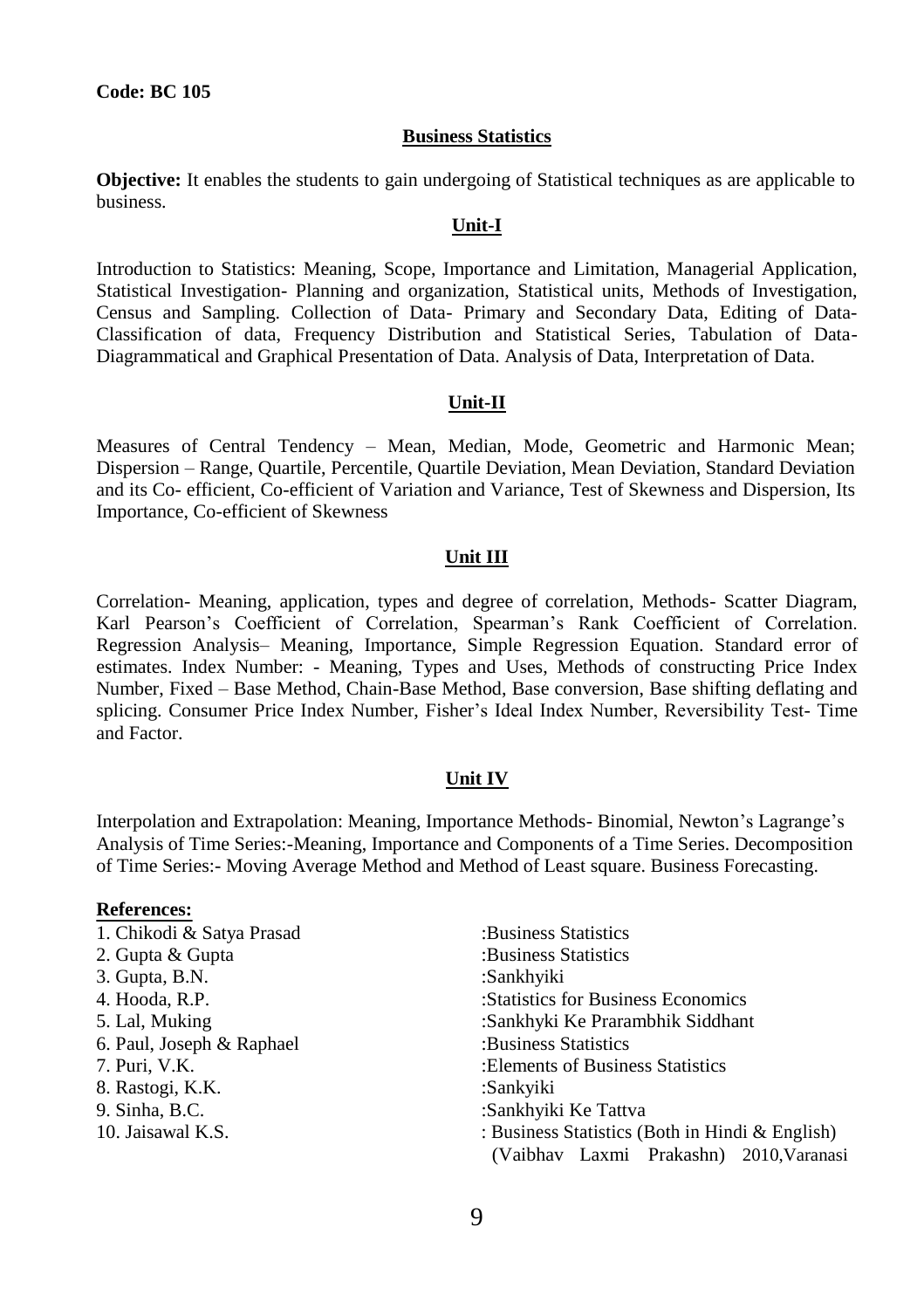**Code: BC 105**

## Business Statistics

**Objective:** It enables the students to gain undergoing of Statistical techniques as are applicable to business.

### Unit-I

Introduction to Statistics: Meaning, Scope, Importance and Limitation, Managerial Application, Statistical Investigation- Planning and organization, Statistical units, Methods of Investigation, Census and Sampling. Collection of Data- Primary and Secondary Data, Editing of Data- Classification of data, Frequency Distribution and Statistical Series, Tabulation of Data- Diagrammatical and Graphical Presentation of Data. Analysis of Data, Interpretation of Data.

### Unit-II

Measures of Central Tendency – Mean, Median, Mode, Geometric and Harmonic Mean; Dispersion – Range, Quartile, Percentile, Quartile Deviation, Mean Deviation, Standard Deviation and its Co- efficient, Co-efficient of Variation and Variance, Test of Skewness and Dispersion, Its Importance, Co-efficient of Skewness

### Unit III

Correlation- Meaning, application, types and degree of correlation, Methods- Scatter Diagram, Karl Pearson's Coefficient of Correlation, Spearman's Rank Coefficient of Correlation. Regression Analysis– Meaning, Importance, Simple Regression Equation. Standard error of estimates. Index Number: - Meaning, Types and Uses, Methods of constructing Price Index Number, Fixed – Base Method, Chain-Base Method, Base conversion, Base shifting deflating and splicing. Consumer Price Index Number, Fisher's Ideal Index Number, Reversibility Test- Time and Factor.

### Unit IV

Interpolation and Extrapolation: Meaning, Importance Methods- Binomial, Newton's Lagrange's Analysis of Time Series:-Meaning, Importance and Components of a Time Series. Decomposition of Time Series:- Moving Average Method and Method of Least square. Business Forecasting.

**References:**

1. Chikodi & Satya Prasad :Business Statistics
2. Gupta & Gupta :Business Statistics
3. Gupta, B.N. :Sankhyiki
4. Hooda, R.P. :Statistics for Business Economics
5. Lal, Muking :Sankhyki Ke Prarambhik Siddhant
6. Paul, Joseph & Raphael :Business Statistics
7. Puri, V.K. :Elements of Business Statistics
8. Rastogi, K.K. :Sankyiki
9. Sinha, B.C. :Sankhyiki Ke Tattva
10. Jaisawal K.S. : Business Statistics (Both in Hindi & English) (Vaibhav Laxmi Prakashn) 2010,Varanasi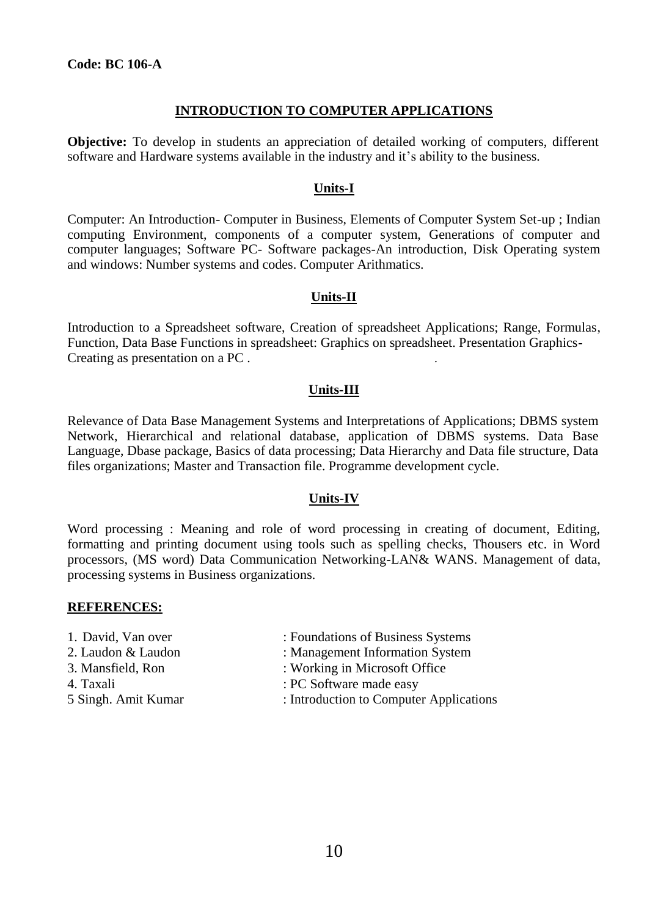**Code: BC 106-A**

## INTRODUCTION TO COMPUTER APPLICATIONS

**Objective:** To develop in students an appreciation of detailed working of computers, different software and Hardware systems available in the industry and it's ability to the business.

### Units-I

Computer: An Introduction- Computer in Business, Elements of Computer System Set-up ; Indian computing Environment, components of a computer system, Generations of computer and computer languages; Software PC- Software packages-An introduction, Disk Operating system and windows: Number systems and codes. Computer Arithmatics.

### Units-II

Introduction to a Spreadsheet software, Creation of spreadsheet Applications; Range, Formulas, Function, Data Base Functions in spreadsheet: Graphics on spreadsheet. Presentation Graphics-Creating as presentation on a PC . .

### Units-III

Relevance of Data Base Management Systems and Interpretations of Applications; DBMS system Network, Hierarchical and relational database, application of DBMS systems. Data Base Language, Dbase package, Basics of data processing; Data Hierarchy and Data file structure, Data files organizations; Master and Transaction file. Programme development cycle.

### Units-IV

Word processing : Meaning and role of word processing in creating of document, Editing, formatting and printing document using tools such as spelling checks, Thousers etc. in Word processors, (MS word) Data Communication Networking-LAN& WANS. Management of data, processing systems in Business organizations.

**REFERENCES:**

1. David, Van over : Foundations of Business Systems
2. Laudon & Laudon : Management Information System
3. Mansfield, Ron : Working in Microsoft Office
4. Taxali : PC Software made easy
5 Singh. Amit Kumar : Introduction to Computer Applications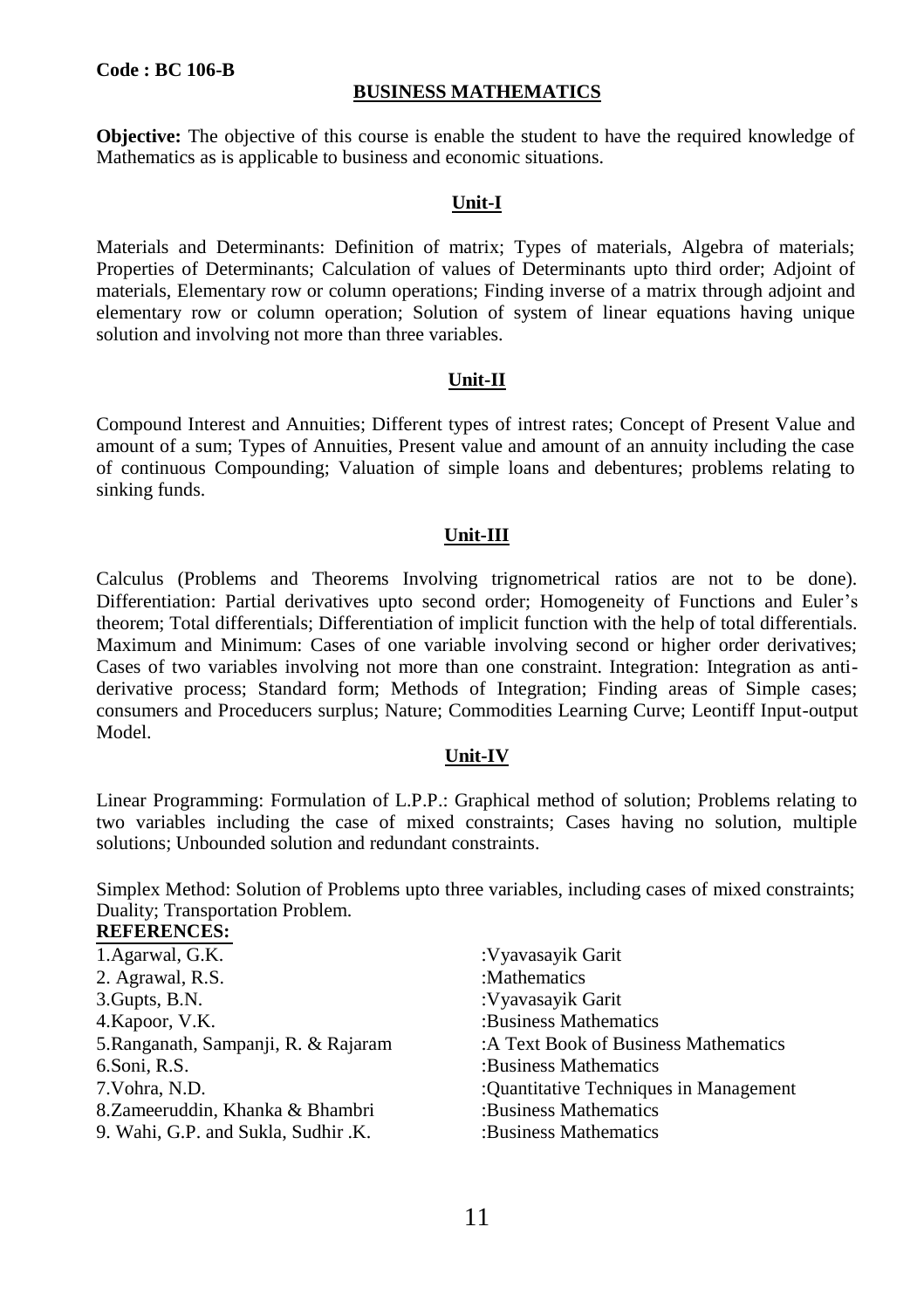**Code : BC 106-B**

## BUSINESS MATHEMATICS

**Objective:** The objective of this course is enable the student to have the required knowledge of Mathematics as is applicable to business and economic situations.

### Unit-I

Materials and Determinants: Definition of matrix; Types of materials, Algebra of materials; Properties of Determinants; Calculation of values of Determinants upto third order; Adjoint of materials, Elementary row or column operations; Finding inverse of a matrix through adjoint and elementary row or column operation; Solution of system of linear equations having unique solution and involving not more than three variables.

### Unit-II

Compound Interest and Annuities; Different types of intrest rates; Concept of Present Value and amount of a sum; Types of Annuities, Present value and amount of an annuity including the case of continuous Compounding; Valuation of simple loans and debentures; problems relating to sinking funds.

### Unit-III

Calculus (Problems and Theorems Involving trignometrical ratios are not to be done). Differentiation: Partial derivatives upto second order; Homogeneity of Functions and Euler's theorem; Total differentials; Differentiation of implicit function with the help of total differentials. Maximum and Minimum: Cases of one variable involving second or higher order derivatives; Cases of two variables involving not more than one constraint. Integration: Integration as anti-derivative process; Standard form; Methods of Integration; Finding areas of Simple cases; consumers and Proceducers surplus; Nature; Commodities Learning Curve; Leontiff Input-output Model.

### Unit-IV

Linear Programming: Formulation of L.P.P.: Graphical method of solution; Problems relating to two variables including the case of mixed constraints; Cases having no solution, multiple solutions; Unbounded solution and redundant constraints.

Simplex Method: Solution of Problems upto three variables, including cases of mixed constraints; Duality; Transportation Problem.

**REFERENCES:**

| | |
|---|---|
| 1.Agarwal, G.K. | :Vyavasayik Garit |
| 2. Agrawal, R.S. | :Mathematics |
| 3.Gupts, B.N. | :Vyavasayik Garit |
| 4.Kapoor, V.K. | :Business Mathematics |
| 5.Ranganath, Sampanji, R. & Rajaram | :A Text Book of Business Mathematics |
| 6.Soni, R.S. | :Business Mathematics |
| 7.Vohra, N.D. | :Quantitative Techniques in Management |
| 8.Zameeruddin, Khanka & Bhambri | :Business Mathematics |
| 9. Wahi, G.P. and Sukla, Sudhir .K. | :Business Mathematics |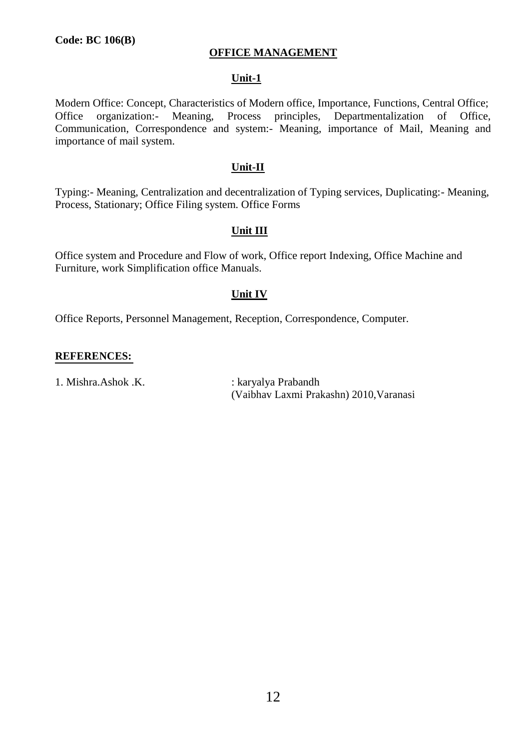**Code: BC 106(B)**

# OFFICE MANAGEMENT

## Unit-1

Modern Office: Concept, Characteristics of Modern office, Importance, Functions, Central Office; Office organization:- Meaning, Process principles, Departmentalization of Office, Communication, Correspondence and system:- Meaning, importance of Mail, Meaning and importance of mail system.

## Unit-II

Typing:- Meaning, Centralization and decentralization of Typing services, Duplicating:- Meaning, Process, Stationary; Office Filing system. Office Forms

## Unit III

Office system and Procedure and Flow of work, Office report Indexing, Office Machine and Furniture, work Simplification office Manuals.

## Unit IV

Office Reports, Personnel Management, Reception, Correspondence, Computer.

**REFERENCES:**

1. Mishra.Ashok .K. : karyalya Prabandh (Vaibhav Laxmi Prakashn) 2010,Varanasi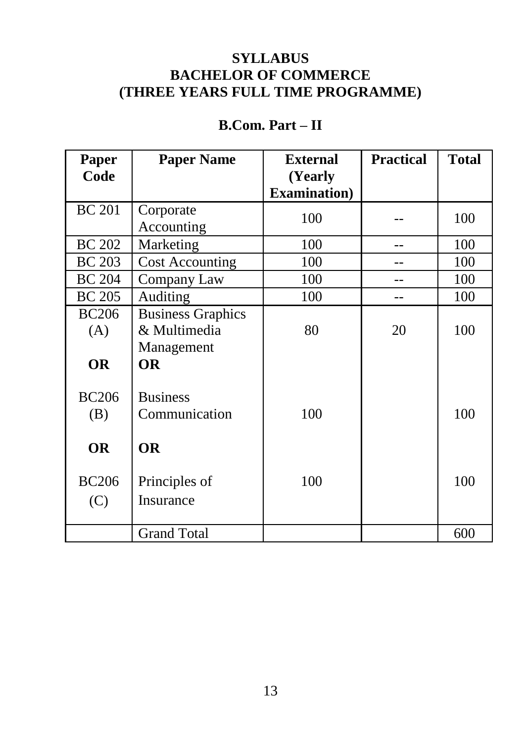**SYLLABUS**
**BACHELOR OF COMMERCE**
**(THREE YEARS FULL TIME PROGRAMME)**

## B.Com. Part – II

| Paper Code | Paper Name | External (Yearly Examination) | Practical | Total |
|---|---|---|---|---|
| BC 201 | Corporate Accounting | 100 | -- | 100 |
| BC 202 | Marketing | 100 | -- | 100 |
| BC 203 | Cost Accounting | 100 | -- | 100 |
| BC 204 | Company Law | 100 | -- | 100 |
| BC 205 | Auditing | 100 | -- | 100 |
| BC206 (A) | Business Graphics & Multimedia Management | 80 | 20 | 100 |
| **OR** | **OR** | | | |
| BC206 (B) | Business Communication | 100 | | 100 |
| **OR** | **OR** | | | |
| BC206 (C) | Principles of Insurance | 100 | | 100 |
| | Grand Total | | | 600 |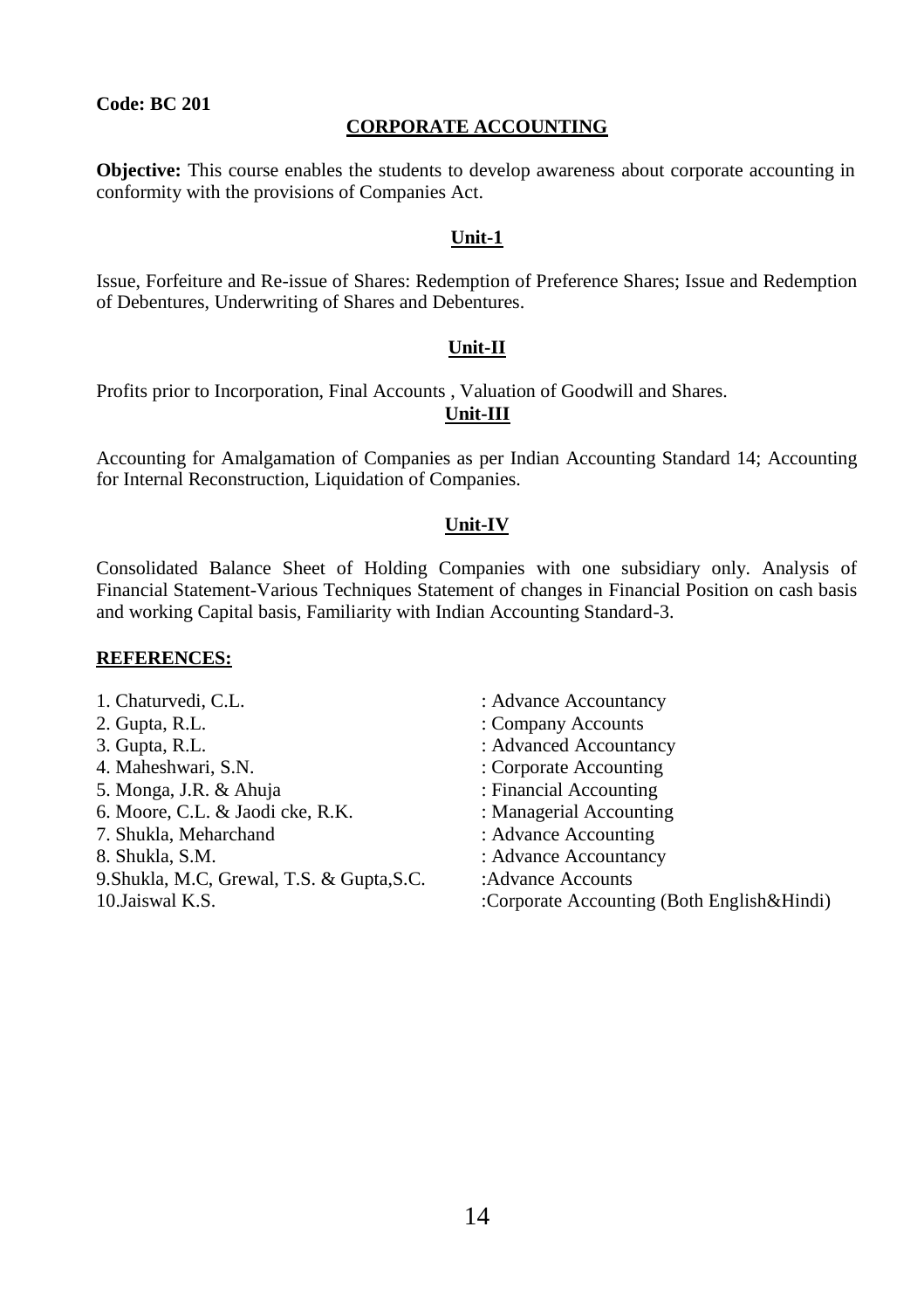**Code: BC 201**

## CORPORATE ACCOUNTING

**Objective:** This course enables the students to develop awareness about corporate accounting in conformity with the provisions of Companies Act.

### Unit-1

Issue, Forfeiture and Re-issue of Shares: Redemption of Preference Shares; Issue and Redemption of Debentures, Underwriting of Shares and Debentures.

### Unit-II

Profits prior to Incorporation, Final Accounts , Valuation of Goodwill and Shares.

### Unit-III

Accounting for Amalgamation of Companies as per Indian Accounting Standard 14; Accounting for Internal Reconstruction, Liquidation of Companies.

### Unit-IV

Consolidated Balance Sheet of Holding Companies with one subsidiary only. Analysis of Financial Statement-Various Techniques Statement of changes in Financial Position on cash basis and working Capital basis, Familiarity with Indian Accounting Standard-3.

### REFERENCES:

1. Chaturvedi, C.L. : Advance Accountancy
2. Gupta, R.L. : Company Accounts
3. Gupta, R.L. : Advanced Accountancy
4. Maheshwari, S.N. : Corporate Accounting
5. Monga, J.R. & Ahuja : Financial Accounting
6. Moore, C.L. & Jaodi cke, R.K. : Managerial Accounting
7. Shukla, Meharchand : Advance Accounting
8. Shukla, S.M. : Advance Accountancy
9. Shukla, M.C, Grewal, T.S. & Gupta,S.C. :Advance Accounts
10. Jaiswal K.S. :Corporate Accounting (Both English&Hindi)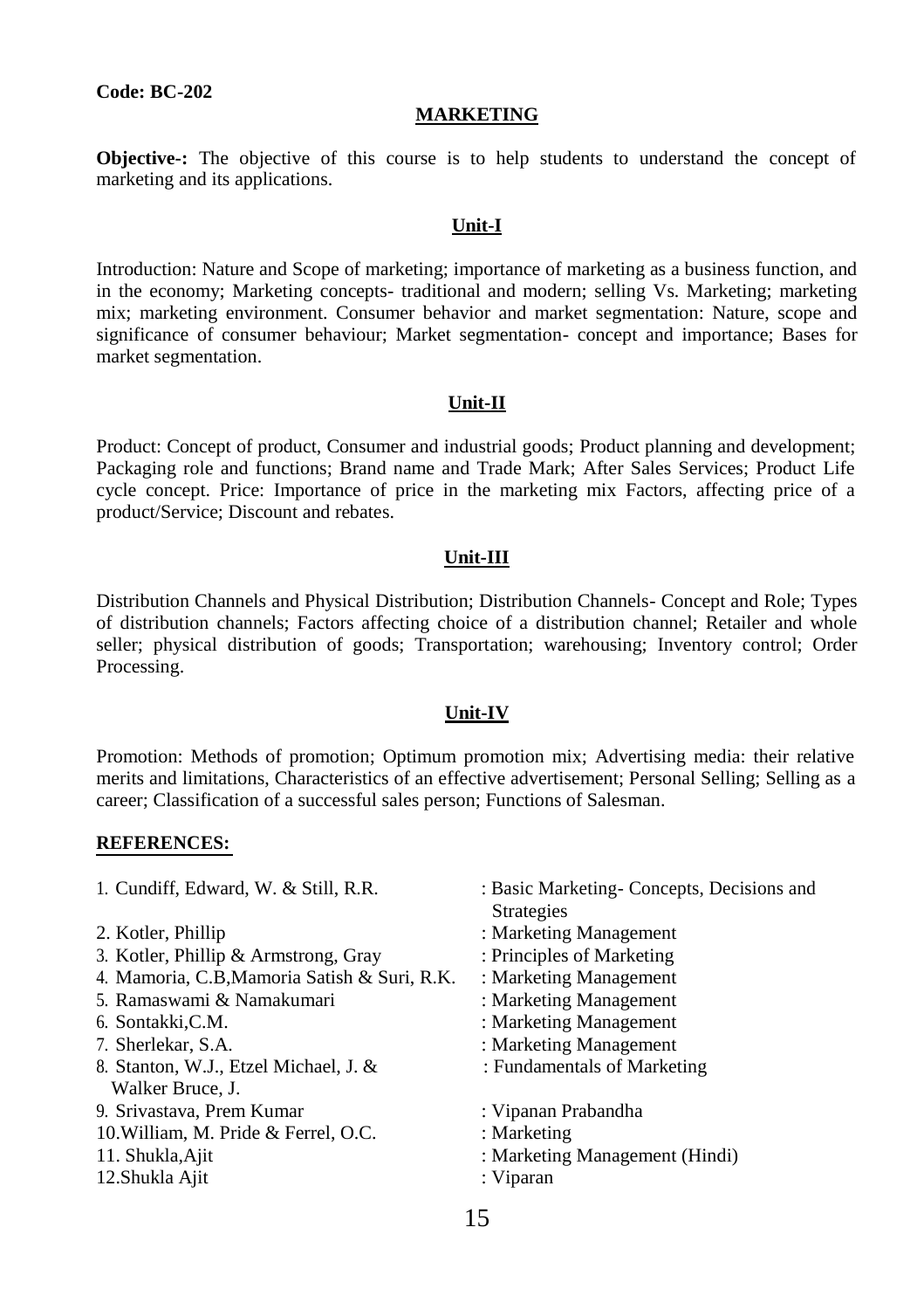**Code: BC-202**

## MARKETING

**Objective-:** The objective of this course is to help students to understand the concept of marketing and its applications.

### Unit-I

Introduction: Nature and Scope of marketing; importance of marketing as a business function, and in the economy; Marketing concepts- traditional and modern; selling Vs. Marketing; marketing mix; marketing environment. Consumer behavior and market segmentation: Nature, scope and significance of consumer behaviour; Market segmentation- concept and importance; Bases for market segmentation.

### Unit-II

Product: Concept of product, Consumer and industrial goods; Product planning and development; Packaging role and functions; Brand name and Trade Mark; After Sales Services; Product Life cycle concept. Price: Importance of price in the marketing mix Factors, affecting price of a product/Service; Discount and rebates.

### Unit-III

Distribution Channels and Physical Distribution; Distribution Channels- Concept and Role; Types of distribution channels; Factors affecting choice of a distribution channel; Retailer and whole seller; physical distribution of goods; Transportation; warehousing; Inventory control; Order Processing.

### Unit-IV

Promotion: Methods of promotion; Optimum promotion mix; Advertising media: their relative merits and limitations, Characteristics of an effective advertisement; Personal Selling; Selling as a career; Classification of a successful sales person; Functions of Salesman.

**REFERENCES:**

1. Cundiff, Edward, W. & Still, R.R. : Basic Marketing- Concepts, Decisions and Strategies
2. Kotler, Phillip : Marketing Management
3. Kotler, Phillip & Armstrong, Gray : Principles of Marketing
4. Mamoria, C.B,Mamoria Satish & Suri, R.K. : Marketing Management
5. Ramaswami & Namakumari : Marketing Management
6. Sontakki,C.M. : Marketing Management
7. Sherlekar, S.A. : Marketing Management
8. Stanton, W.J., Etzel Michael, J. & Walker Bruce, J. : Fundamentals of Marketing
9. Srivastava, Prem Kumar : Vipanan Prabandha
10. William, M. Pride & Ferrel, O.C. : Marketing
11. Shukla,Ajit : Marketing Management (Hindi)
12. Shukla Ajit : Viparan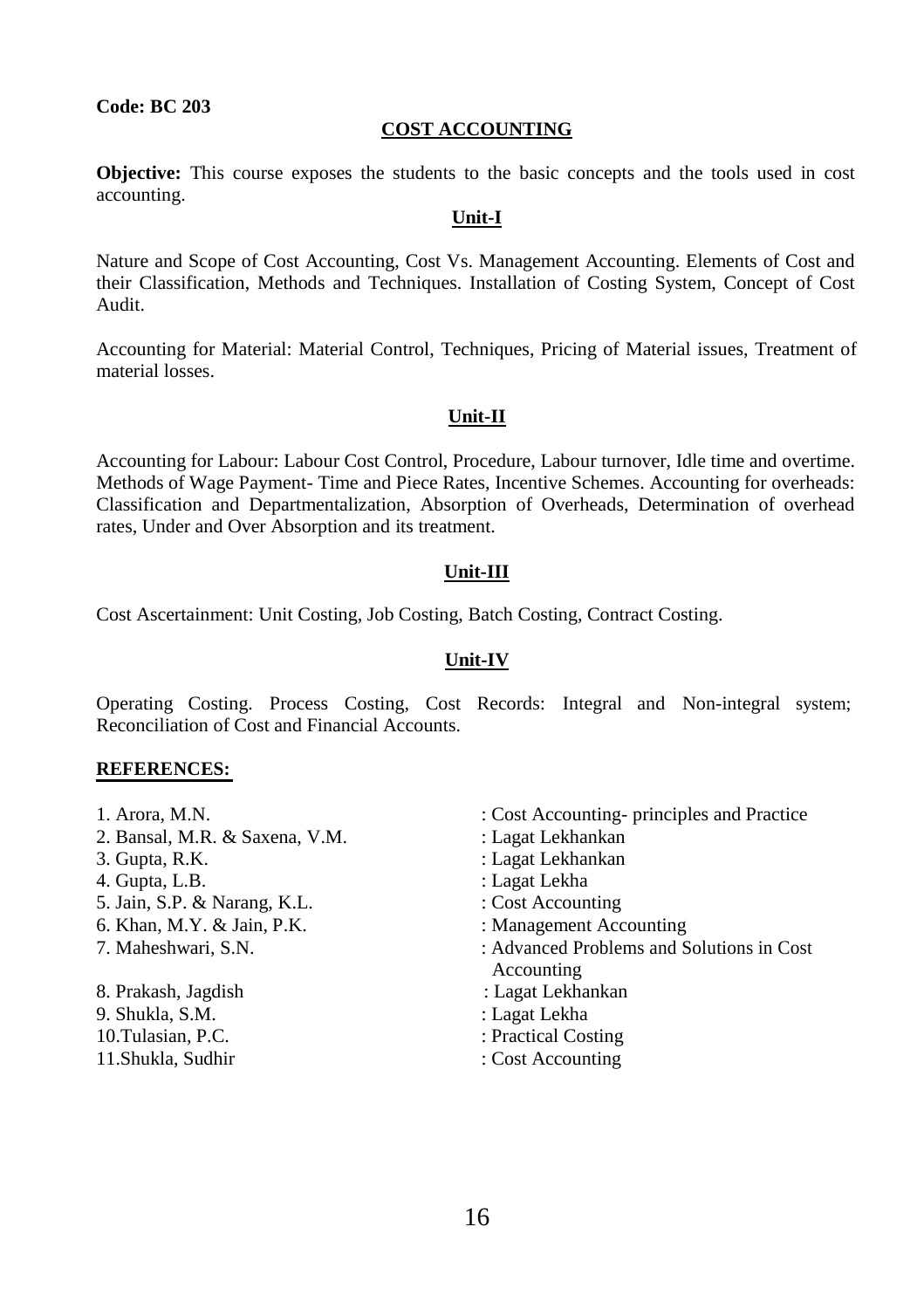**Code: BC 203**

## COST ACCOUNTING

**Objective:** This course exposes the students to the basic concepts and the tools used in cost accounting.

### Unit-I

Nature and Scope of Cost Accounting, Cost Vs. Management Accounting. Elements of Cost and their Classification, Methods and Techniques. Installation of Costing System, Concept of Cost Audit.

Accounting for Material: Material Control, Techniques, Pricing of Material issues, Treatment of material losses.

### Unit-II

Accounting for Labour: Labour Cost Control, Procedure, Labour turnover, Idle time and overtime. Methods of Wage Payment- Time and Piece Rates, Incentive Schemes. Accounting for overheads: Classification and Departmentalization, Absorption of Overheads, Determination of overhead rates, Under and Over Absorption and its treatment.

### Unit-III

Cost Ascertainment: Unit Costing, Job Costing, Batch Costing, Contract Costing.

### Unit-IV

Operating Costing. Process Costing, Cost Records: Integral and Non-integral system; Reconciliation of Cost and Financial Accounts.

**REFERENCES:**

1. Arora, M.N. : Cost Accounting- principles and Practice
2. Bansal, M.R. & Saxena, V.M. : Lagat Lekhankan
3. Gupta, R.K. : Lagat Lekhankan
4. Gupta, L.B. : Lagat Lekha
5. Jain, S.P. & Narang, K.L. : Cost Accounting
6. Khan, M.Y. & Jain, P.K. : Management Accounting
7. Maheshwari, S.N. : Advanced Problems and Solutions in Cost Accounting
8. Prakash, Jagdish : Lagat Lekhankan
9. Shukla, S.M. : Lagat Lekha
10. Tulasian, P.C. : Practical Costing
11. Shukla, Sudhir : Cost Accounting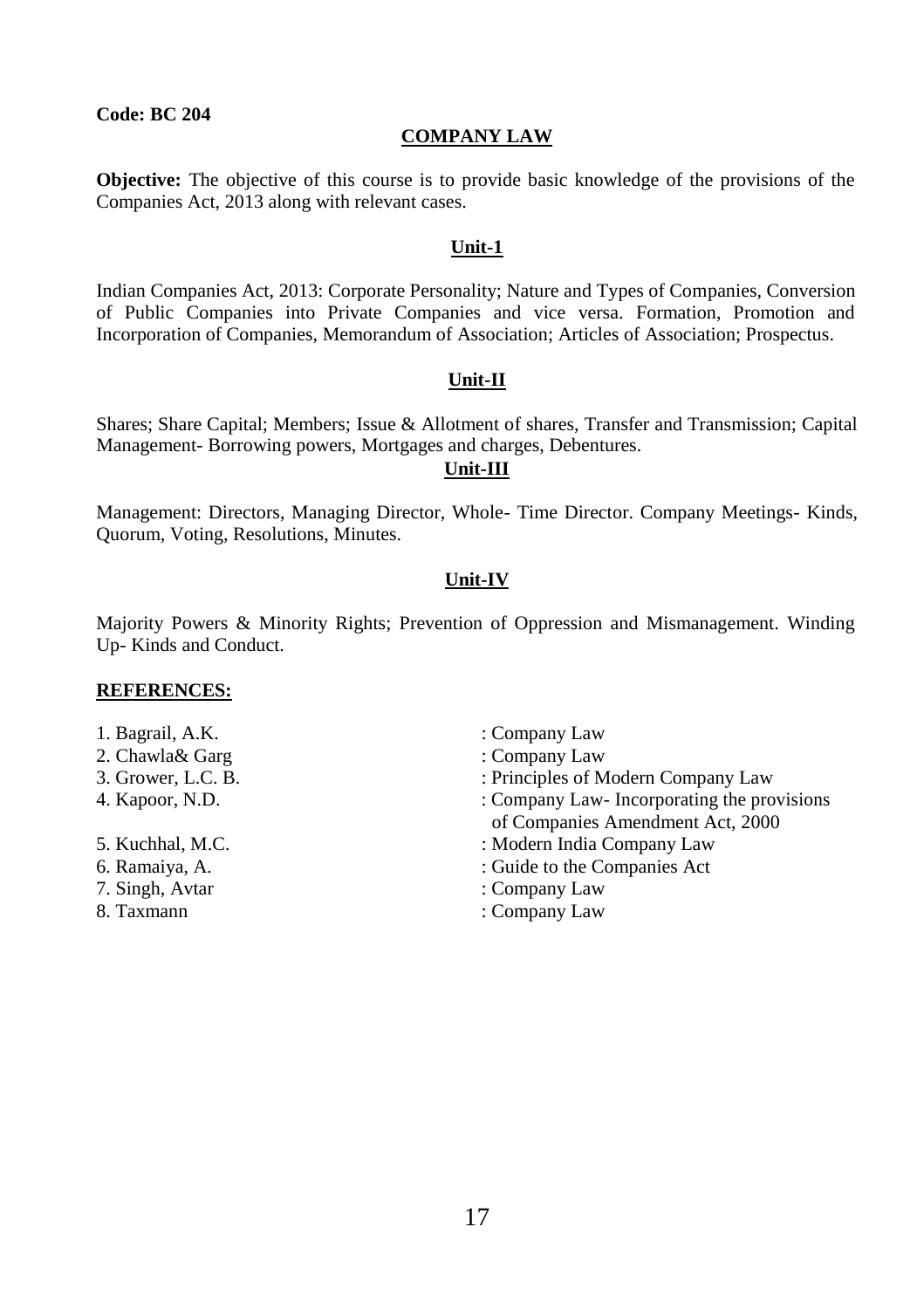**Code: BC 204**

## COMPANY LAW

**Objective:** The objective of this course is to provide basic knowledge of the provisions of the Companies Act, 2013 along with relevant cases.

### Unit-1

Indian Companies Act, 2013: Corporate Personality; Nature and Types of Companies, Conversion of Public Companies into Private Companies and vice versa. Formation, Promotion and Incorporation of Companies, Memorandum of Association; Articles of Association; Prospectus.

### Unit-II

Shares; Share Capital; Members; Issue & Allotment of shares, Transfer and Transmission; Capital Management- Borrowing powers, Mortgages and charges, Debentures.

### Unit-III

Management: Directors, Managing Director, Whole- Time Director. Company Meetings- Kinds, Quorum, Voting, Resolutions, Minutes.

### Unit-IV

Majority Powers & Minority Rights; Prevention of Oppression and Mismanagement. Winding Up- Kinds and Conduct.

### REFERENCES:

1. Bagrail, A.K. : Company Law
2. Chawla& Garg : Company Law
3. Grower, L.C. B. : Principles of Modern Company Law
4. Kapoor, N.D. : Company Law- Incorporating the provisions of Companies Amendment Act, 2000
5. Kuchhal, M.C. : Modern India Company Law
6. Ramaiya, A. : Guide to the Companies Act
7. Singh, Avtar : Company Law
8. Taxmann : Company Law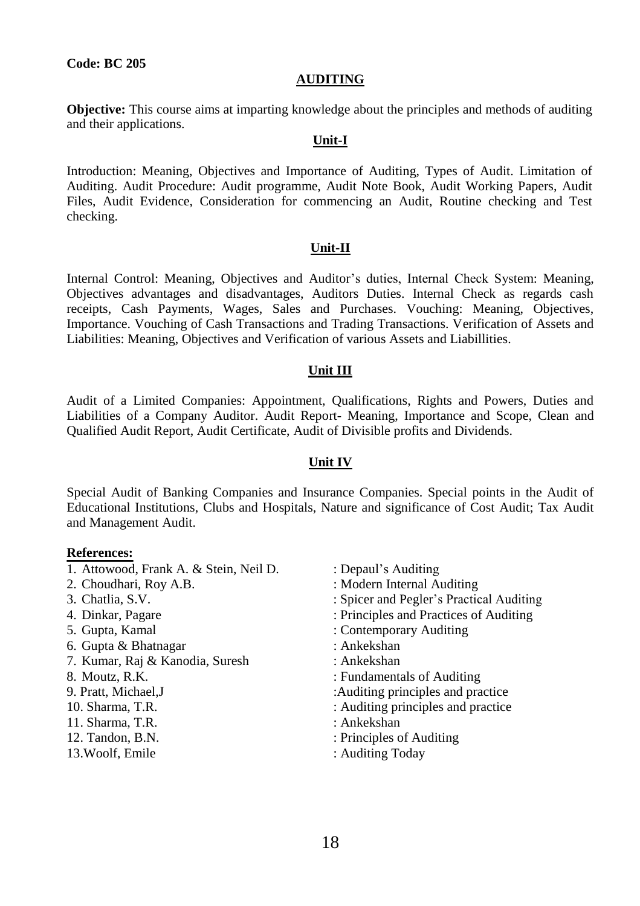**Code: BC 205**

# AUDITING

**Objective:** This course aims at imparting knowledge about the principles and methods of auditing and their applications.

## Unit-I

Introduction: Meaning, Objectives and Importance of Auditing, Types of Audit. Limitation of Auditing. Audit Procedure: Audit programme, Audit Note Book, Audit Working Papers, Audit Files, Audit Evidence, Consideration for commencing an Audit, Routine checking and Test checking.

## Unit-II

Internal Control: Meaning, Objectives and Auditor's duties, Internal Check System: Meaning, Objectives advantages and disadvantages, Auditors Duties. Internal Check as regards cash receipts, Cash Payments, Wages, Sales and Purchases. Vouching: Meaning, Objectives, Importance. Vouching of Cash Transactions and Trading Transactions. Verification of Assets and Liabilities: Meaning, Objectives and Verification of various Assets and Liabillities.

## Unit III

Audit of a Limited Companies: Appointment, Qualifications, Rights and Powers, Duties and Liabilities of a Company Auditor. Audit Report- Meaning, Importance and Scope, Clean and Qualified Audit Report, Audit Certificate, Audit of Divisible profits and Dividends.

## Unit IV

Special Audit of Banking Companies and Insurance Companies. Special points in the Audit of Educational Institutions, Clubs and Hospitals, Nature and significance of Cost Audit; Tax Audit and Management Audit.

**References:**

1. Attowood, Frank A. & Stein, Neil D. : Depaul's Auditing
2. Choudhari, Roy A.B. : Modern Internal Auditing
3. Chatlia, S.V. : Spicer and Pegler's Practical Auditing
4. Dinkar, Pagare : Principles and Practices of Auditing
5. Gupta, Kamal : Contemporary Auditing
6. Gupta & Bhatnagar : Ankekshan
7. Kumar, Raj & Kanodia, Suresh : Ankekshan
8. Moutz, R.K. : Fundamentals of Auditing
9. Pratt, Michael,J :Auditing principles and practice
10. Sharma, T.R. : Auditing principles and practice
11. Sharma, T.R. : Ankekshan
12. Tandon, B.N. : Principles of Auditing
13. Woolf, Emile : Auditing Today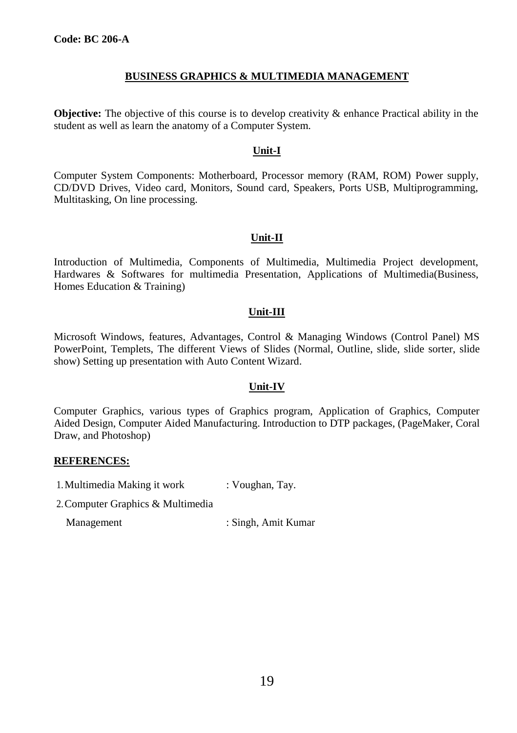**Code: BC 206-A**

## BUSINESS GRAPHICS & MULTIMEDIA MANAGEMENT

**Objective:** The objective of this course is to develop creativity & enhance Practical ability in the student as well as learn the anatomy of a Computer System.

### Unit-I

Computer System Components: Motherboard, Processor memory (RAM, ROM) Power supply, CD/DVD Drives, Video card, Monitors, Sound card, Speakers, Ports USB, Multiprogramming, Multitasking, On line processing.

### Unit-II

Introduction of Multimedia, Components of Multimedia, Multimedia Project development, Hardwares & Softwares for multimedia Presentation, Applications of Multimedia(Business, Homes Education & Training)

### Unit-III

Microsoft Windows, features, Advantages, Control & Managing Windows (Control Panel) MS PowerPoint, Templets, The different Views of Slides (Normal, Outline, slide, slide sorter, slide show) Setting up presentation with Auto Content Wizard.

### Unit-IV

Computer Graphics, various types of Graphics program, Application of Graphics, Computer Aided Design, Computer Aided Manufacturing. Introduction to DTP packages, (PageMaker, Coral Draw, and Photoshop)

**REFERENCES:**

1. Multimedia Making it work : Voughan, Tay.
2. Computer Graphics & Multimedia Management : Singh, Amit Kumar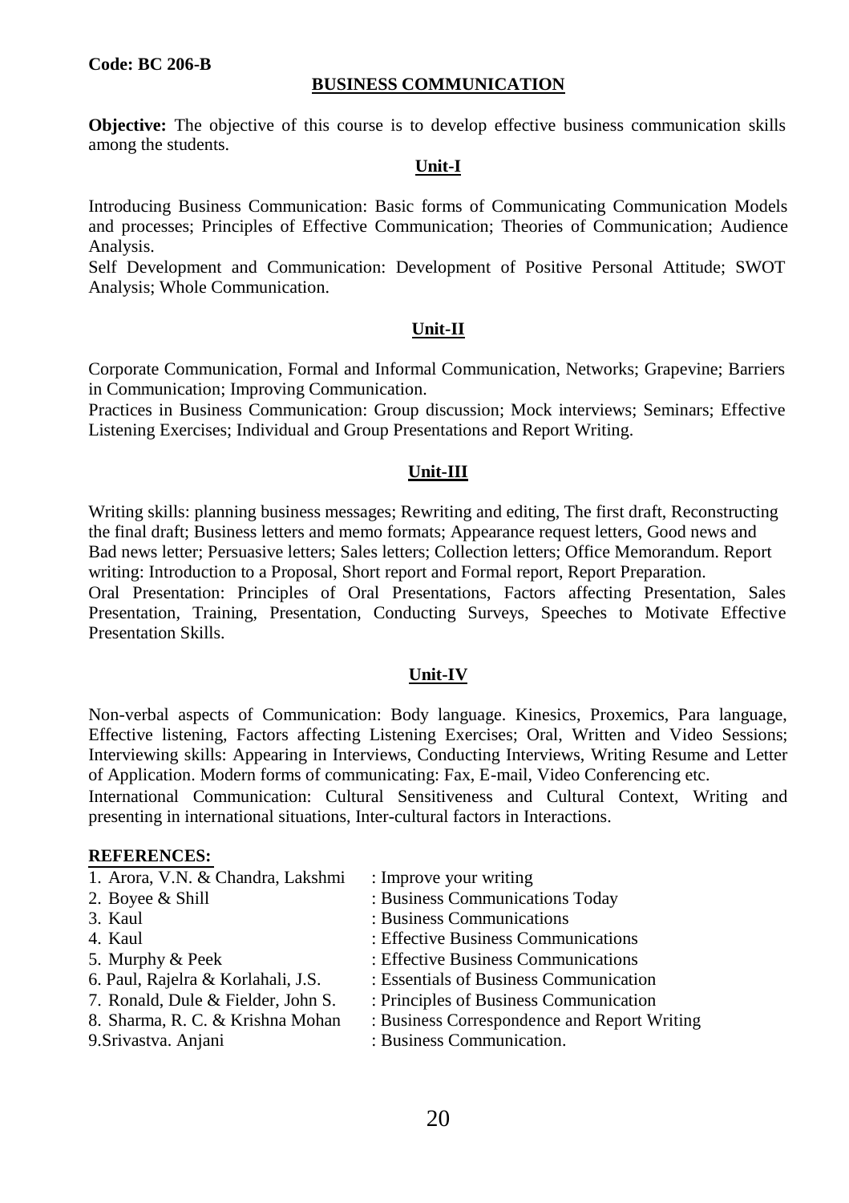**Code: BC 206-B**

## BUSINESS COMMUNICATION

**Objective:** The objective of this course is to develop effective business communication skills among the students.

### Unit-I

Introducing Business Communication: Basic forms of Communicating Communication Models and processes; Principles of Effective Communication; Theories of Communication; Audience Analysis.

Self Development and Communication: Development of Positive Personal Attitude; SWOT Analysis; Whole Communication.

### Unit-II

Corporate Communication, Formal and Informal Communication, Networks; Grapevine; Barriers in Communication; Improving Communication.

Practices in Business Communication: Group discussion; Mock interviews; Seminars; Effective Listening Exercises; Individual and Group Presentations and Report Writing.

### Unit-III

Writing skills: planning business messages; Rewriting and editing, The first draft, Reconstructing the final draft; Business letters and memo formats; Appearance request letters, Good news and Bad news letter; Persuasive letters; Sales letters; Collection letters; Office Memorandum. Report writing: Introduction to a Proposal, Short report and Formal report, Report Preparation.

Oral Presentation: Principles of Oral Presentations, Factors affecting Presentation, Sales Presentation, Training, Presentation, Conducting Surveys, Speeches to Motivate Effective Presentation Skills.

### Unit-IV

Non-verbal aspects of Communication: Body language. Kinesics, Proxemics, Para language, Effective listening, Factors affecting Listening Exercises; Oral, Written and Video Sessions; Interviewing skills: Appearing in Interviews, Conducting Interviews, Writing Resume and Letter of Application. Modern forms of communicating: Fax, E-mail, Video Conferencing etc.

International Communication: Cultural Sensitiveness and Cultural Context, Writing and presenting in international situations, Inter-cultural factors in Interactions.

**REFERENCES:**

1. Arora, V.N. & Chandra, Lakshmi : Improve your writing
2. Boyee & Shill : Business Communications Today
3. Kaul : Business Communications
4. Kaul : Effective Business Communications
5. Murphy & Peek : Effective Business Communications
6. Paul, Rajelra & Korlahali, J.S. : Essentials of Business Communication
7. Ronald, Dule & Fielder, John S. : Principles of Business Communication
8. Sharma, R. C. & Krishna Mohan : Business Correspondence and Report Writing
9. Srivastva. Anjani : Business Communication.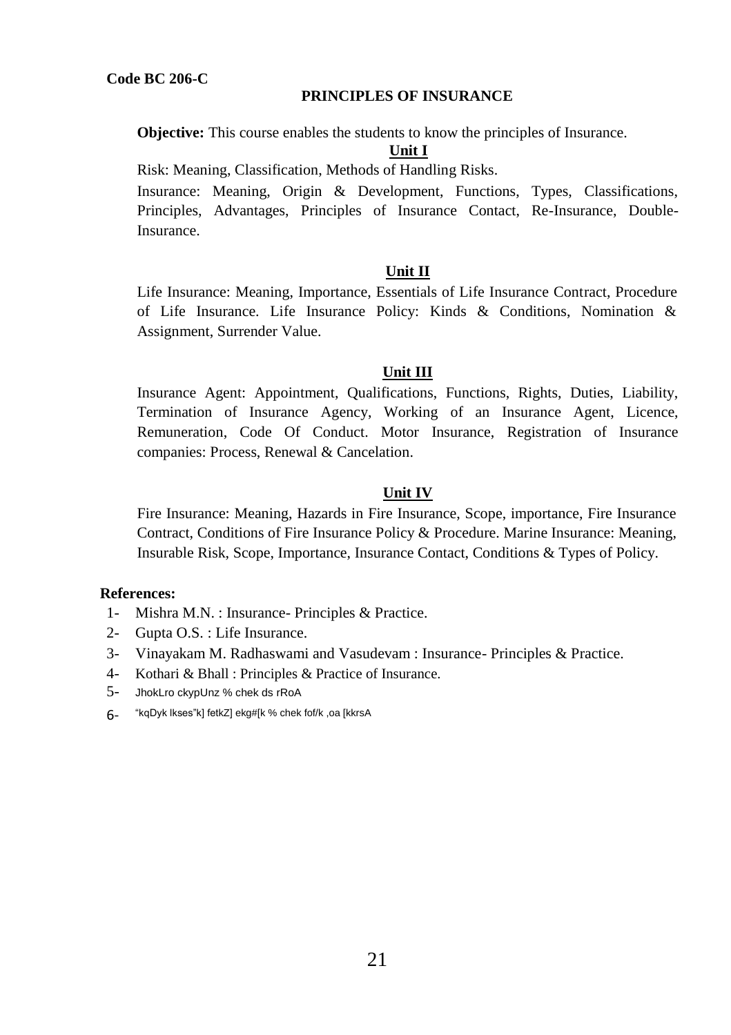**Code BC 206-C**

## PRINCIPLES OF INSURANCE

**Objective:** This course enables the students to know the principles of Insurance.

### Unit I

Risk: Meaning, Classification, Methods of Handling Risks.

Insurance: Meaning, Origin & Development, Functions, Types, Classifications, Principles, Advantages, Principles of Insurance Contact, Re-Insurance, Double-Insurance.

### Unit II

Life Insurance: Meaning, Importance, Essentials of Life Insurance Contract, Procedure of Life Insurance. Life Insurance Policy: Kinds & Conditions, Nomination & Assignment, Surrender Value.

### Unit III

Insurance Agent: Appointment, Qualifications, Functions, Rights, Duties, Liability, Termination of Insurance Agency, Working of an Insurance Agent, Licence, Remuneration, Code Of Conduct. Motor Insurance, Registration of Insurance companies: Process, Renewal & Cancelation.

### Unit IV

Fire Insurance: Meaning, Hazards in Fire Insurance, Scope, importance, Fire Insurance Contract, Conditions of Fire Insurance Policy & Procedure. Marine Insurance: Meaning, Insurable Risk, Scope, Importance, Insurance Contact, Conditions & Types of Policy.

**References:**

1- Mishra M.N. : Insurance- Principles & Practice.
2- Gupta O.S. : Life Insurance.
3- Vinayakam M. Radhaswami and Vasudevam : Insurance- Principles & Practice.
4- Kothari & Bhall : Principles & Practice of Insurance.
5- JhokLro ckypUnz % chek ds rRoA
6- "kqDyk lkses"k] fetkZ] ekg#[k % chek fof/k ,oa [kkrsA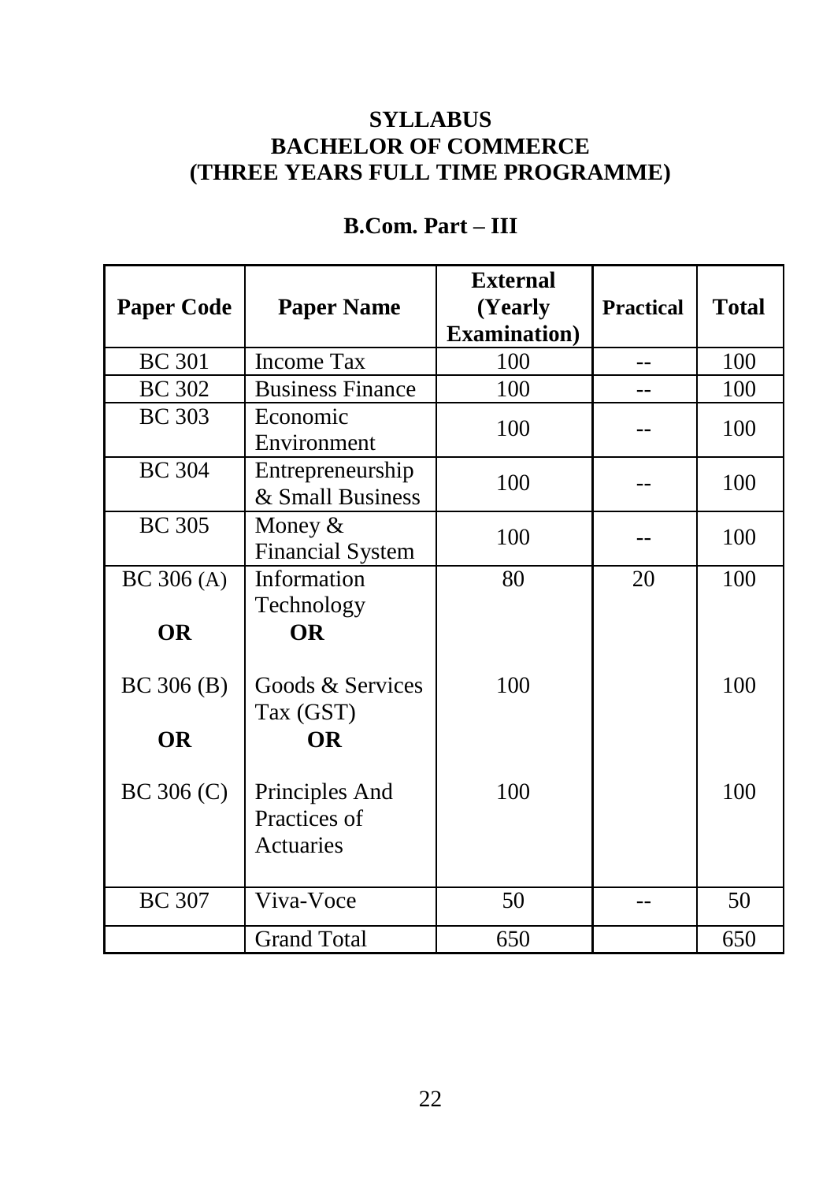# SYLLABUS
# BACHELOR OF COMMERCE
# (THREE YEARS FULL TIME PROGRAMME)

## B.Com. Part – III

| Paper Code | Paper Name | External (Yearly Examination) | Practical | Total |
|---|---|---|---|---|
| BC 301 | Income Tax | 100 | -- | 100 |
| BC 302 | Business Finance | 100 | -- | 100 |
| BC 303 | Economic Environment | 100 | -- | 100 |
| BC 304 | Entrepreneurship & Small Business | 100 | -- | 100 |
| BC 305 | Money & Financial System | 100 | -- | 100 |
| BC 306 (A)<br>**OR**<br>BC 306 (B)<br>**OR**<br>BC 306 (C) | Information Technology<br>**OR**<br>Goods & Services Tax (GST)<br>**OR**<br>Principles And Practices of Actuaries | 80<br><br>100<br><br>100 | 20 | 100<br><br>100<br><br>100 |
| BC 307 | Viva-Voce | 50 | -- | 50 |
| | Grand Total | 650 | | 650 |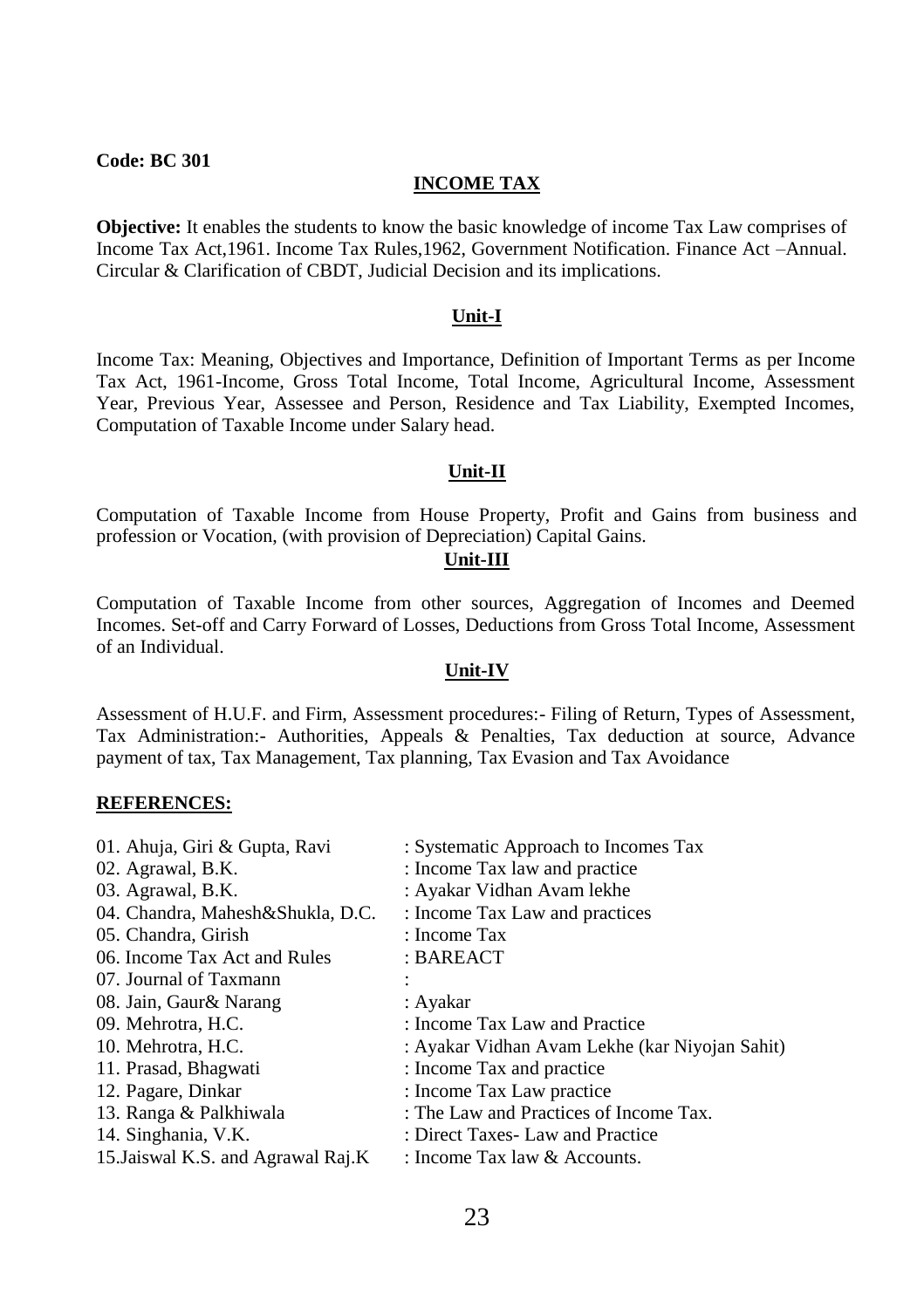**Code: BC 301**

## INCOME TAX

**Objective:** It enables the students to know the basic knowledge of income Tax Law comprises of Income Tax Act,1961. Income Tax Rules,1962, Government Notification. Finance Act –Annual. Circular & Clarification of CBDT, Judicial Decision and its implications.

### Unit-I

Income Tax: Meaning, Objectives and Importance, Definition of Important Terms as per Income Tax Act, 1961-Income, Gross Total Income, Total Income, Agricultural Income, Assessment Year, Previous Year, Assessee and Person, Residence and Tax Liability, Exempted Incomes, Computation of Taxable Income under Salary head.

### Unit-II

Computation of Taxable Income from House Property, Profit and Gains from business and profession or Vocation, (with provision of Depreciation) Capital Gains.

### Unit-III

Computation of Taxable Income from other sources, Aggregation of Incomes and Deemed Incomes. Set-off and Carry Forward of Losses, Deductions from Gross Total Income, Assessment of an Individual.

### Unit-IV

Assessment of H.U.F. and Firm, Assessment procedures:- Filing of Return, Types of Assessment, Tax Administration:- Authorities, Appeals & Penalties, Tax deduction at source, Advance payment of tax, Tax Management, Tax planning, Tax Evasion and Tax Avoidance

### REFERENCES:

| | |
|---|---|
| 01. Ahuja, Giri & Gupta, Ravi | : Systematic Approach to Incomes Tax |
| 02. Agrawal, B.K. | : Income Tax law and practice |
| 03. Agrawal, B.K. | : Ayakar Vidhan Avam lekhe |
| 04. Chandra, Mahesh&Shukla, D.C. | : Income Tax Law and practices |
| 05. Chandra, Girish | : Income Tax |
| 06. Income Tax Act and Rules | : BAREACT |
| 07. Journal of Taxmann | : |
| 08. Jain, Gaur& Narang | : Ayakar |
| 09. Mehrotra, H.C. | : Income Tax Law and Practice |
| 10. Mehrotra, H.C. | : Ayakar Vidhan Avam Lekhe (kar Niyojan Sahit) |
| 11. Prasad, Bhagwati | : Income Tax and practice |
| 12. Pagare, Dinkar | : Income Tax Law practice |
| 13. Ranga & Palkhiwala | : The Law and Practices of Income Tax. |
| 14. Singhania, V.K. | : Direct Taxes- Law and Practice |
| 15.Jaiswal K.S. and Agrawal Raj.K | : Income Tax law & Accounts. |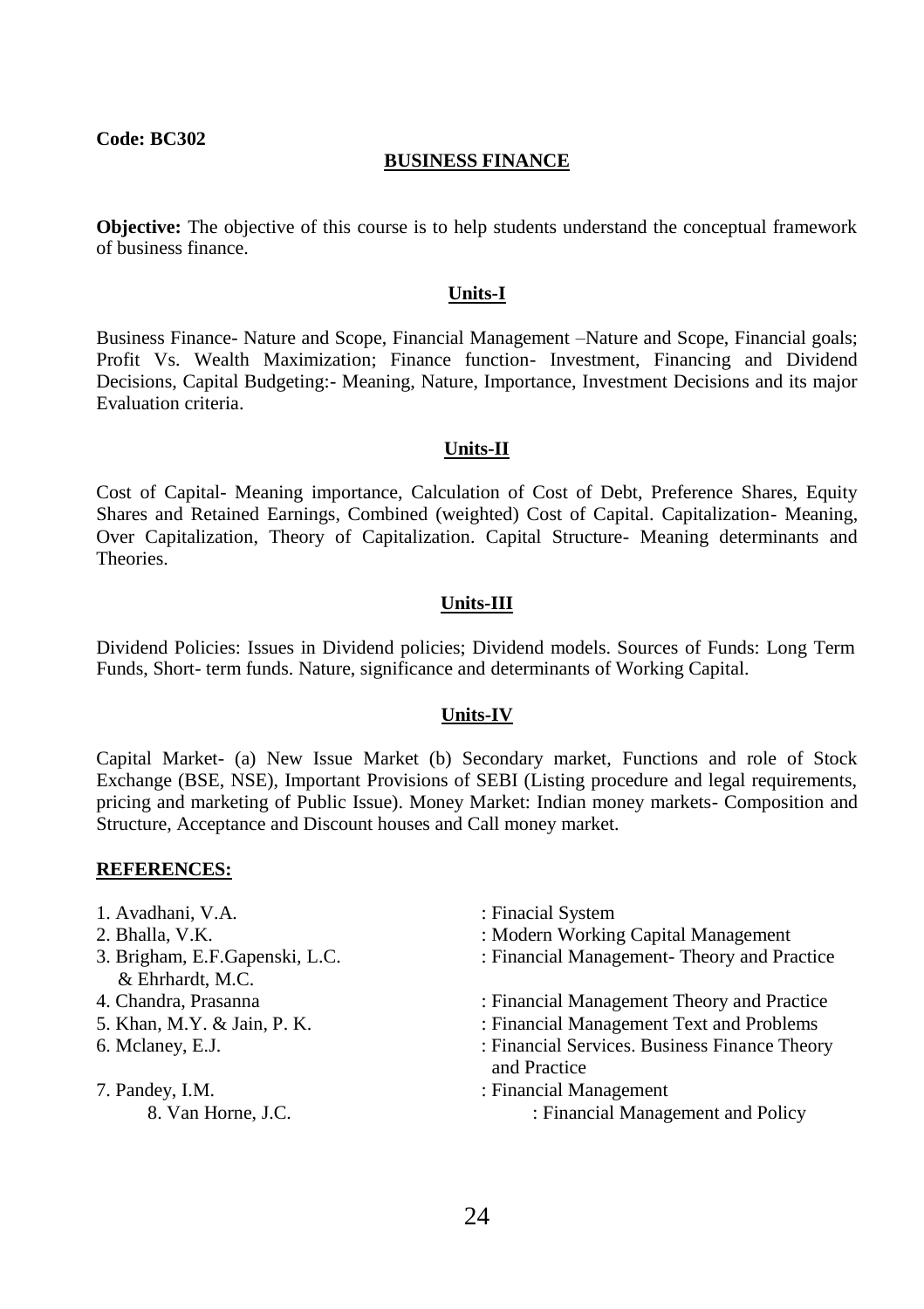**Code: BC302**

## BUSINESS FINANCE

**Objective:** The objective of this course is to help students understand the conceptual framework of business finance.

### Units-I

Business Finance- Nature and Scope, Financial Management –Nature and Scope, Financial goals; Profit Vs. Wealth Maximization; Finance function- Investment, Financing and Dividend Decisions, Capital Budgeting:- Meaning, Nature, Importance, Investment Decisions and its major Evaluation criteria.

### Units-II

Cost of Capital- Meaning importance, Calculation of Cost of Debt, Preference Shares, Equity Shares and Retained Earnings, Combined (weighted) Cost of Capital. Capitalization- Meaning, Over Capitalization, Theory of Capitalization. Capital Structure- Meaning determinants and Theories.

### Units-III

Dividend Policies: Issues in Dividend policies; Dividend models. Sources of Funds: Long Term Funds, Short- term funds. Nature, significance and determinants of Working Capital.

### Units-IV

Capital Market- (a) New Issue Market (b) Secondary market, Functions and role of Stock Exchange (BSE, NSE), Important Provisions of SEBI (Listing procedure and legal requirements, pricing and marketing of Public Issue). Money Market: Indian money markets- Composition and Structure, Acceptance and Discount houses and Call money market.

**REFERENCES:**

1. Avadhani, V.A. : Finacial System
2. Bhalla, V.K. : Modern Working Capital Management
3. Brigham, E.F.Gapenski, L.C. & Ehrhardt, M.C. : Financial Management- Theory and Practice
4. Chandra, Prasanna : Financial Management Theory and Practice
5. Khan, M.Y. & Jain, P. K. : Financial Management Text and Problems
6. Mclaney, E.J. : Financial Services. Business Finance Theory and Practice
7. Pandey, I.M. : Financial Management
8. Van Horne, J.C. : Financial Management and Policy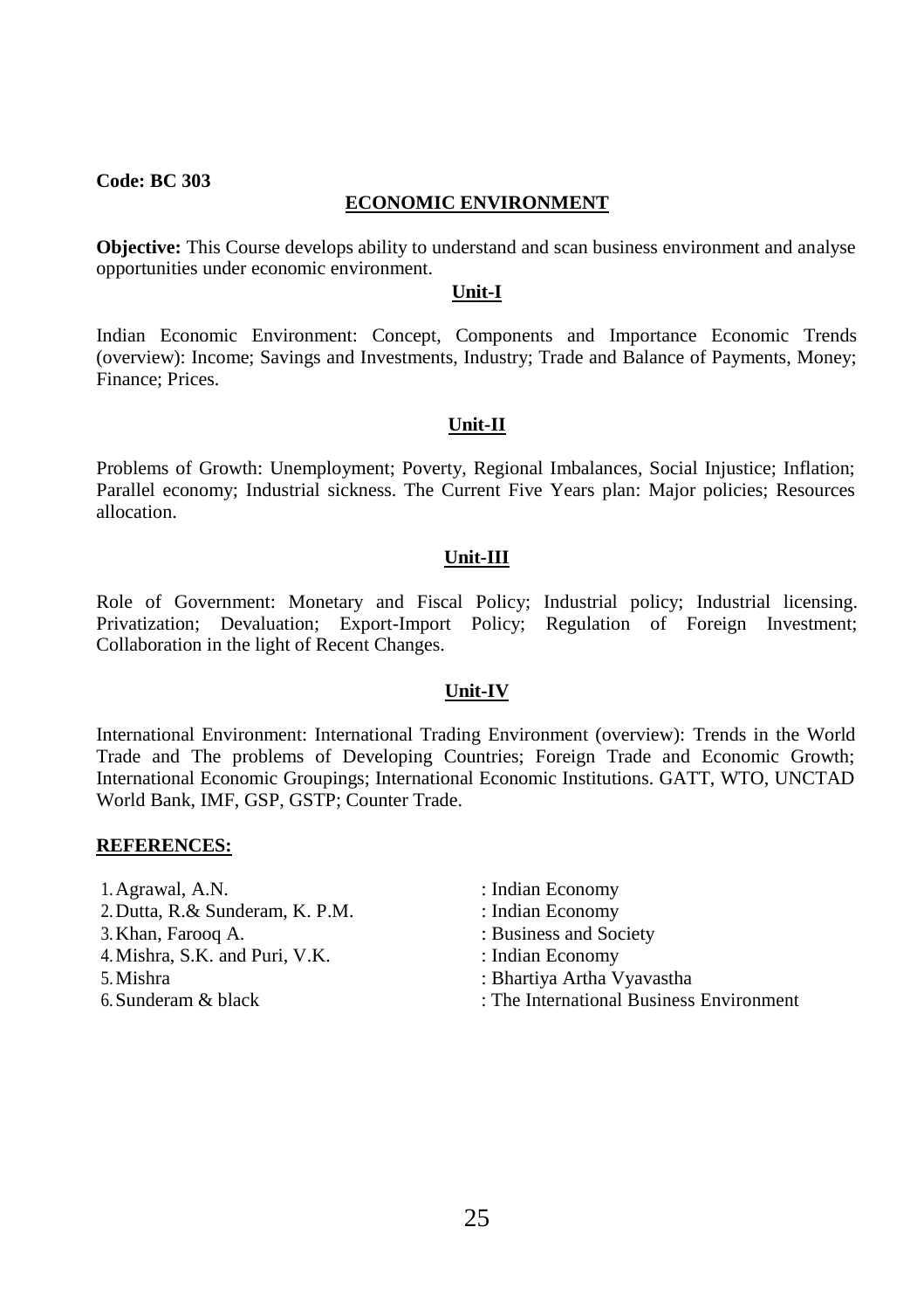**Code: BC 303**

## ECONOMIC ENVIRONMENT

**Objective:** This Course develops ability to understand and scan business environment and analyse opportunities under economic environment.

### Unit-I

Indian Economic Environment: Concept, Components and Importance Economic Trends (overview): Income; Savings and Investments, Industry; Trade and Balance of Payments, Money; Finance; Prices.

### Unit-II

Problems of Growth: Unemployment; Poverty, Regional Imbalances, Social Injustice; Inflation; Parallel economy; Industrial sickness. The Current Five Years plan: Major policies; Resources allocation.

### Unit-III

Role of Government: Monetary and Fiscal Policy; Industrial policy; Industrial licensing. Privatization; Devaluation; Export-Import Policy; Regulation of Foreign Investment; Collaboration in the light of Recent Changes.

### Unit-IV

International Environment: International Trading Environment (overview): Trends in the World Trade and The problems of Developing Countries; Foreign Trade and Economic Growth; International Economic Groupings; International Economic Institutions. GATT, WTO, UNCTAD World Bank, IMF, GSP, GSTP; Counter Trade.

**REFERENCES:**

1. Agrawal, A.N. : Indian Economy
2. Dutta, R.& Sunderam, K. P.M. : Indian Economy
3. Khan, Farooq A. : Business and Society
4. Mishra, S.K. and Puri, V.K. : Indian Economy
5. Mishra : Bhartiya Artha Vyavastha
6. Sunderam & black : The International Business Environment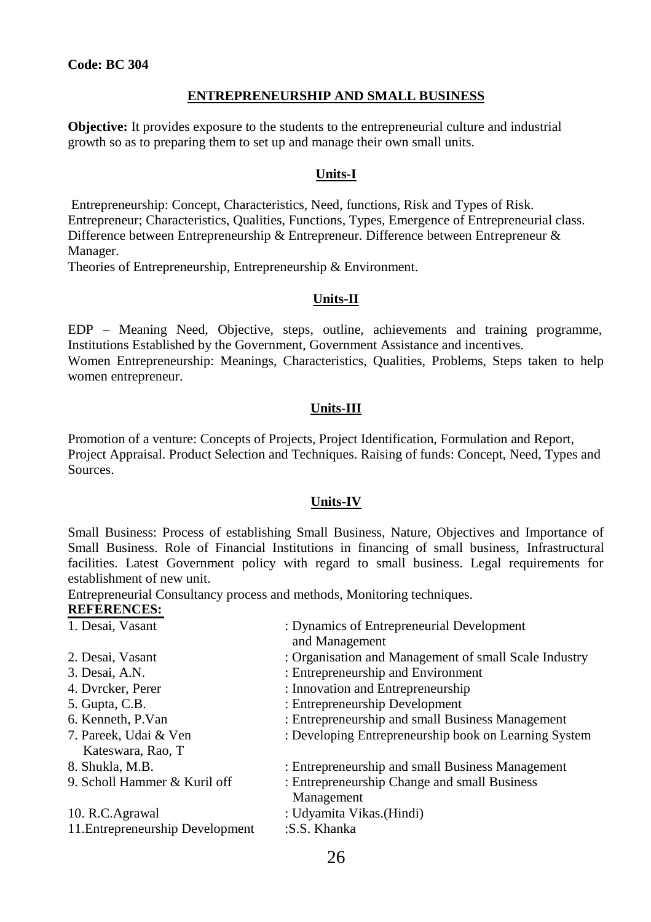**Code: BC 304**

## ENTREPRENEURSHIP AND SMALL BUSINESS

**Objective:** It provides exposure to the students to the entrepreneurial culture and industrial growth so as to preparing them to set up and manage their own small units.

### Units-I

Entrepreneurship: Concept, Characteristics, Need, functions, Risk and Types of Risk. Entrepreneur; Characteristics, Qualities, Functions, Types, Emergence of Entrepreneurial class. Difference between Entrepreneurship & Entrepreneur. Difference between Entrepreneur & Manager.

Theories of Entrepreneurship, Entrepreneurship & Environment.

### Units-II

EDP – Meaning Need, Objective, steps, outline, achievements and training programme, Institutions Established by the Government, Government Assistance and incentives.

Women Entrepreneurship: Meanings, Characteristics, Qualities, Problems, Steps taken to help women entrepreneur.

### Units-III

Promotion of a venture: Concepts of Projects, Project Identification, Formulation and Report, Project Appraisal. Product Selection and Techniques. Raising of funds: Concept, Need, Types and Sources.

### Units-IV

Small Business: Process of establishing Small Business, Nature, Objectives and Importance of Small Business. Role of Financial Institutions in financing of small business, Infrastructural facilities. Latest Government policy with regard to small business. Legal requirements for establishment of new unit.

Entrepreneurial Consultancy process and methods, Monitoring techniques.

**REFERENCES:**

1. Desai, Vasant : Dynamics of Entrepreneurial Development and Management
2. Desai, Vasant : Organisation and Management of small Scale Industry
3. Desai, A.N. : Entrepreneurship and Environment
4. Dvrcker, Perer : Innovation and Entrepreneurship
5. Gupta, C.B. : Entrepreneurship Development
6. Kenneth, P.Van : Entrepreneurship and small Business Management
7. Pareek, Udai & Ven Kateswara, Rao, T : Developing Entrepreneurship book on Learning System
8. Shukla, M.B. : Entrepreneurship and small Business Management
9. Scholl Hammer & Kuril off : Entrepreneurship Change and small Business Management
10. R.C.Agrawal : Udyamita Vikas.(Hindi)
11. Entrepreneurship Development :S.S. Khanka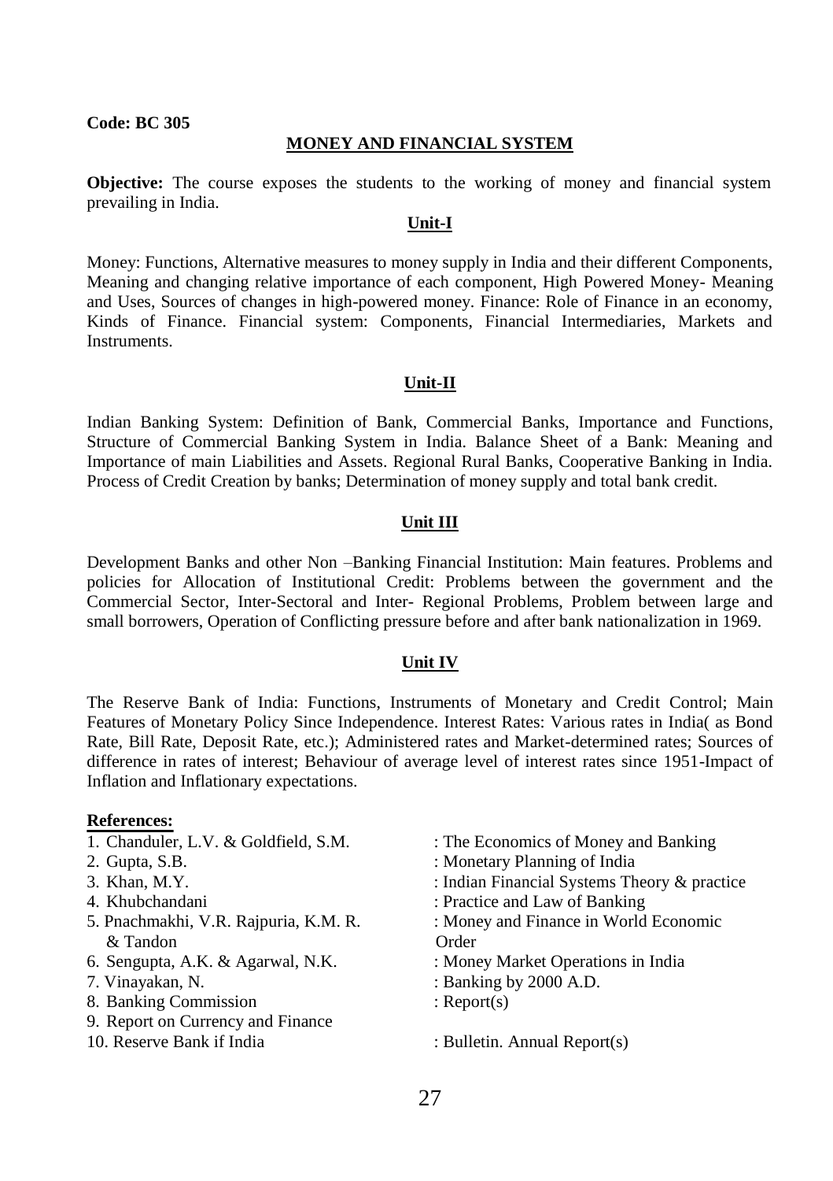**Code: BC 305**

## MONEY AND FINANCIAL SYSTEM

**Objective:** The course exposes the students to the working of money and financial system prevailing in India.

### Unit-I

Money: Functions, Alternative measures to money supply in India and their different Components, Meaning and changing relative importance of each component, High Powered Money- Meaning and Uses, Sources of changes in high-powered money. Finance: Role of Finance in an economy, Kinds of Finance. Financial system: Components, Financial Intermediaries, Markets and Instruments.

### Unit-II

Indian Banking System: Definition of Bank, Commercial Banks, Importance and Functions, Structure of Commercial Banking System in India. Balance Sheet of a Bank: Meaning and Importance of main Liabilities and Assets. Regional Rural Banks, Cooperative Banking in India. Process of Credit Creation by banks; Determination of money supply and total bank credit.

### Unit III

Development Banks and other Non –Banking Financial Institution: Main features. Problems and policies for Allocation of Institutional Credit: Problems between the government and the Commercial Sector, Inter-Sectoral and Inter- Regional Problems, Problem between large and small borrowers, Operation of Conflicting pressure before and after bank nationalization in 1969.

### Unit IV

The Reserve Bank of India: Functions, Instruments of Monetary and Credit Control; Main Features of Monetary Policy Since Independence. Interest Rates: Various rates in India( as Bond Rate, Bill Rate, Deposit Rate, etc.); Administered rates and Market-determined rates; Sources of difference in rates of interest; Behaviour of average level of interest rates since 1951-Impact of Inflation and Inflationary expectations.

**References:**

1. Chanduler, L.V. & Goldfield, S.M. : The Economics of Money and Banking
2. Gupta, S.B. : Monetary Planning of India
3. Khan, M.Y. : Indian Financial Systems Theory & practice
4. Khubchandani : Practice and Law of Banking
5. Pnachmakhi, V.R. Rajpuria, K.M. R. & Tandon : Money and Finance in World Economic Order
6. Sengupta, A.K. & Agarwal, N.K. : Money Market Operations in India
7. Vinayakan, N. : Banking by 2000 A.D.
8. Banking Commission : Report(s)
9. Report on Currency and Finance
10. Reserve Bank if India : Bulletin. Annual Report(s)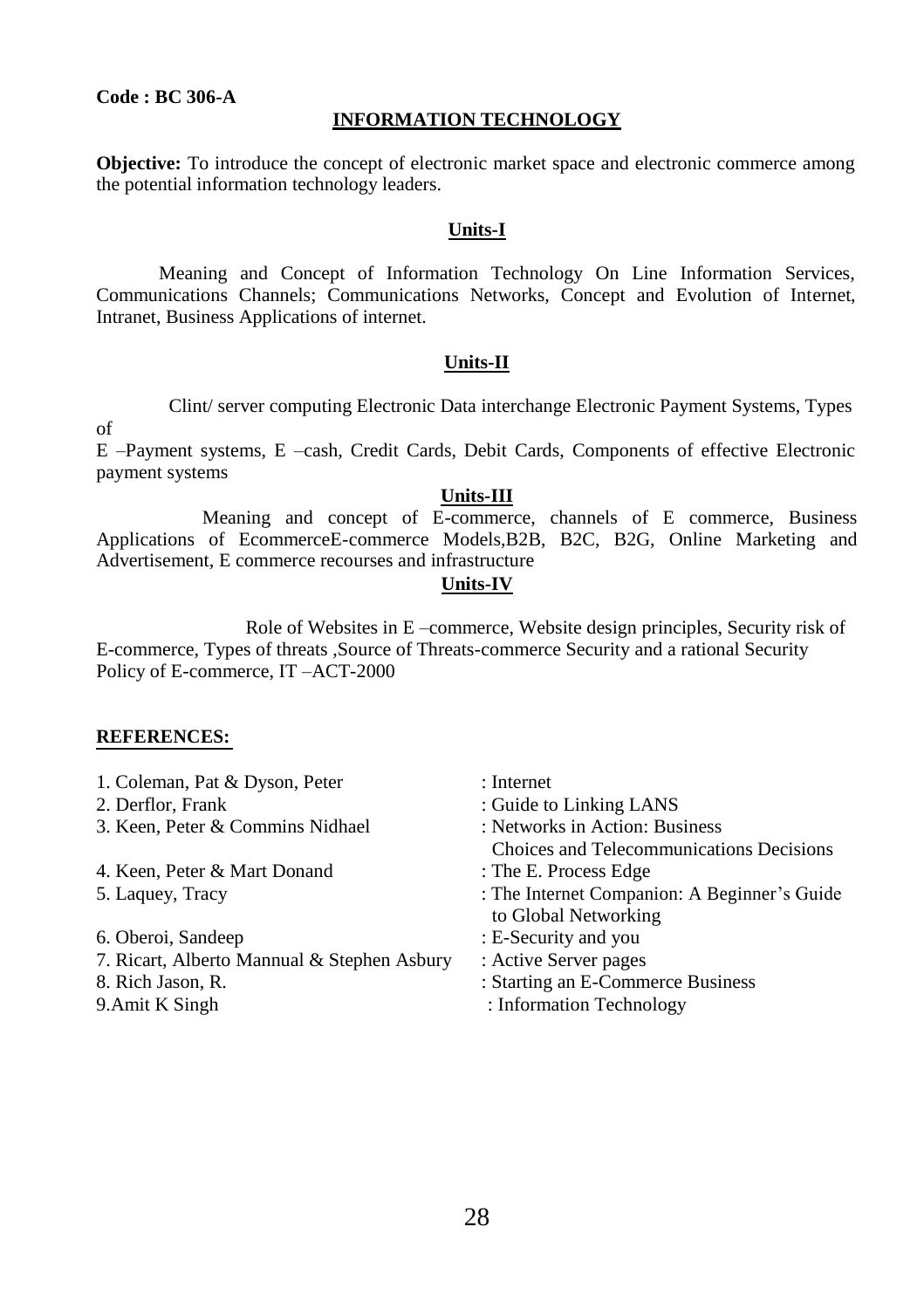**Code : BC 306-A**

## INFORMATION TECHNOLOGY

**Objective:** To introduce the concept of electronic market space and electronic commerce among the potential information technology leaders.

### Units-I

Meaning and Concept of Information Technology On Line Information Services, Communications Channels; Communications Networks, Concept and Evolution of Internet, Intranet, Business Applications of internet.

### Units-II

Clint/ server computing Electronic Data interchange Electronic Payment Systems, Types of E –Payment systems, E –cash, Credit Cards, Debit Cards, Components of effective Electronic payment systems

### Units-III

Meaning and concept of E-commerce, channels of E commerce, Business Applications of EcommerceE-commerce Models,B2B, B2C, B2G, Online Marketing and Advertisement, E commerce recourses and infrastructure

### Units-IV

Role of Websites in E –commerce, Website design principles, Security risk of E-commerce, Types of threats ,Source of Threats-commerce Security and a rational Security Policy of E-commerce, IT –ACT-2000

### REFERENCES:

1. Coleman, Pat & Dyson, Peter : Internet
2. Derflor, Frank : Guide to Linking LANS
3. Keen, Peter & Commins Nidhael : Networks in Action: Business Choices and Telecommunications Decisions
4. Keen, Peter & Mart Donand : The E. Process Edge
5. Laquey, Tracy : The Internet Companion: A Beginner's Guide to Global Networking
6. Oberoi, Sandeep : E-Security and you
7. Ricart, Alberto Mannual & Stephen Asbury : Active Server pages
8. Rich Jason, R. : Starting an E-Commerce Business
9. Amit K Singh : Information Technology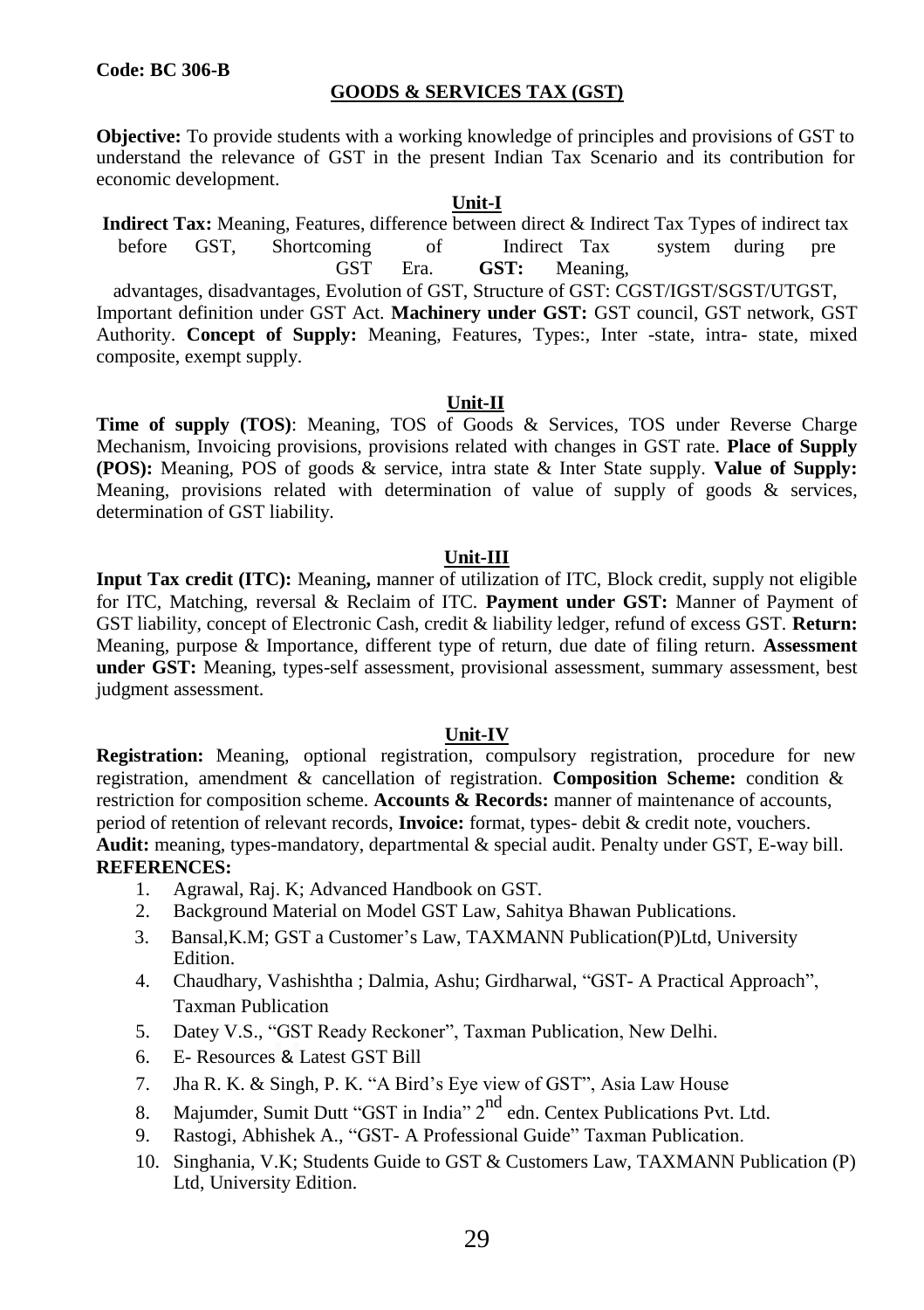**Code: BC 306-B**

## GOODS & SERVICES TAX (GST)

**Objective:** To provide students with a working knowledge of principles and provisions of GST to understand the relevance of GST in the present Indian Tax Scenario and its contribution for economic development.

### Unit-I

**Indirect Tax:** Meaning, Features, difference between direct & Indirect Tax Types of indirect tax before GST, Shortcoming of Indirect Tax system during pre GST Era. **GST:** Meaning, advantages, disadvantages, Evolution of GST, Structure of GST: CGST/IGST/SGST/UTGST, Important definition under GST Act. **Machinery under GST:** GST council, GST network, GST Authority. **Concept of Supply:** Meaning, Features, Types:, Inter -state, intra- state, mixed composite, exempt supply.

### Unit-II

**Time of supply (TOS)**: Meaning, TOS of Goods & Services, TOS under Reverse Charge Mechanism, Invoicing provisions, provisions related with changes in GST rate. **Place of Supply (POS):** Meaning, POS of goods & service, intra state & Inter State supply. **Value of Supply:** Meaning, provisions related with determination of value of supply of goods & services, determination of GST liability.

### Unit-III

**Input Tax credit (ITC):** Meaning**,** manner of utilization of ITC, Block credit, supply not eligible for ITC, Matching, reversal & Reclaim of ITC. **Payment under GST:** Manner of Payment of GST liability, concept of Electronic Cash, credit & liability ledger, refund of excess GST. **Return:** Meaning, purpose & Importance, different type of return, due date of filing return. **Assessment under GST:** Meaning, types-self assessment, provisional assessment, summary assessment, best judgment assessment.

### Unit-IV

**Registration:** Meaning, optional registration, compulsory registration, procedure for new registration, amendment & cancellation of registration. **Composition Scheme:** condition & restriction for composition scheme. **Accounts & Records:** manner of maintenance of accounts, period of retention of relevant records, **Invoice:** format, types- debit & credit note, vouchers. **Audit:** meaning, types-mandatory, departmental & special audit. Penalty under GST, E-way bill.

**REFERENCES:**

1. Agrawal, Raj. K; Advanced Handbook on GST.
2. Background Material on Model GST Law, Sahitya Bhawan Publications.
3. Bansal,K.M; GST a Customer's Law, TAXMANN Publication(P)Ltd, University Edition.
4. Chaudhary, Vashishtha ; Dalmia, Ashu; Girdharwal, "GST- A Practical Approach", Taxman Publication
5. Datey V.S., "GST Ready Reckoner", Taxman Publication, New Delhi.
6. E- Resources & Latest GST Bill
7. Jha R. K. & Singh, P. K. "A Bird's Eye view of GST", Asia Law House
8. Majumder, Sumit Dutt "GST in India" 2nd edn. Centex Publications Pvt. Ltd.
9. Rastogi, Abhishek A., "GST- A Professional Guide" Taxman Publication.
10. Singhania, V.K; Students Guide to GST & Customers Law, TAXMANN Publication (P) Ltd, University Edition.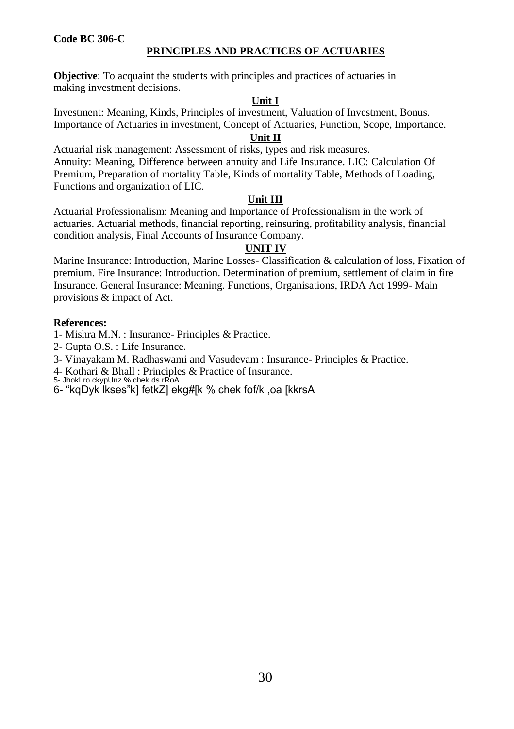**Code BC 306-C**

## PRINCIPLES AND PRACTICES OF ACTUARIES

**Objective**: To acquaint the students with principles and practices of actuaries in making investment decisions.

### Unit I

Investment: Meaning, Kinds, Principles of investment, Valuation of Investment, Bonus. Importance of Actuaries in investment, Concept of Actuaries, Function, Scope, Importance.

### Unit II

Actuarial risk management: Assessment of risks, types and risk measures.
Annuity: Meaning, Difference between annuity and Life Insurance. LIC: Calculation Of Premium, Preparation of mortality Table, Kinds of mortality Table, Methods of Loading, Functions and organization of LIC.

### Unit III

Actuarial Professionalism: Meaning and Importance of Professionalism in the work of actuaries. Actuarial methods, financial reporting, reinsuring, profitability analysis, financial condition analysis, Final Accounts of Insurance Company.

### UNIT IV

Marine Insurance: Introduction, Marine Losses- Classification & calculation of loss, Fixation of premium. Fire Insurance: Introduction. Determination of premium, settlement of claim in fire Insurance. General Insurance: Meaning. Functions, Organisations, IRDA Act 1999- Main provisions & impact of Act.

**References:**

1- Mishra M.N. : Insurance- Principles & Practice.
2- Gupta O.S. : Life Insurance.
3- Vinayakam M. Radhaswami and Vasudevam : Insurance- Principles & Practice.
4- Kothari & Bhall : Principles & Practice of Insurance.
5- JhokLro ckypUnz % chek ds rRoA
6- “kqDyk lkses”k] fetkZ] ekg#[k % chek fof/k ,oa [kkrsA